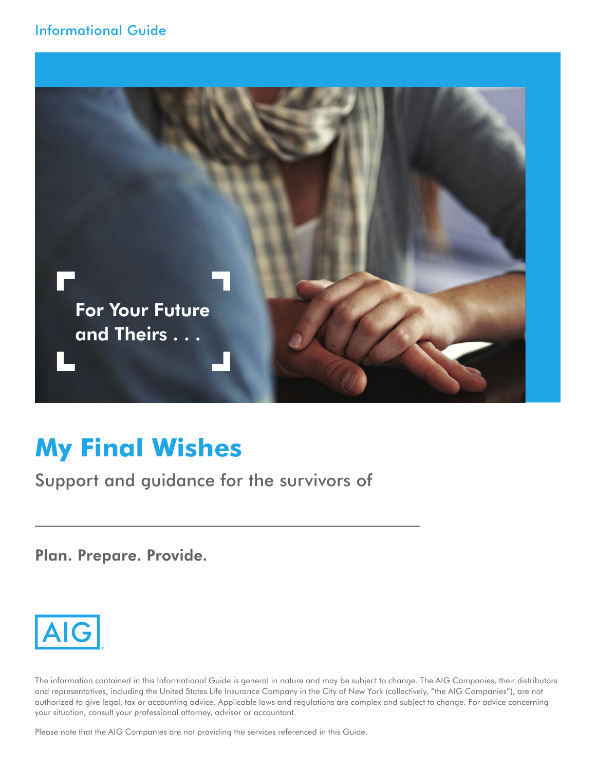Informational Guide

For Your Future and Theirs . . .

# My Final Wishes

Support and guidance for the survivors of

\_\_\_\_\_\_\_\_\_\_\_\_\_\_\_\_\_\_\_\_\_\_\_\_\_\_\_\_\_\_\_\_\_\_\_\_\_\_\_\_\_\_\_\_

**Plan. Prepare. Provide.**

AIG

The information contained in this Informational Guide is general in nature and may be subject to change. The AIG Companies, their distributors and representatives, including the United States Life Insurance Company in the City of New York (collectively, "the AIG Companies"), are not authorized to give legal, tax or accounting advice. Applicable laws and regulations are complex and subject to change. For advice concerning your situation, consult your professional attorney, advisor or accountant.

Please note that the AIG Companies are not providing the services referenced in this Guide.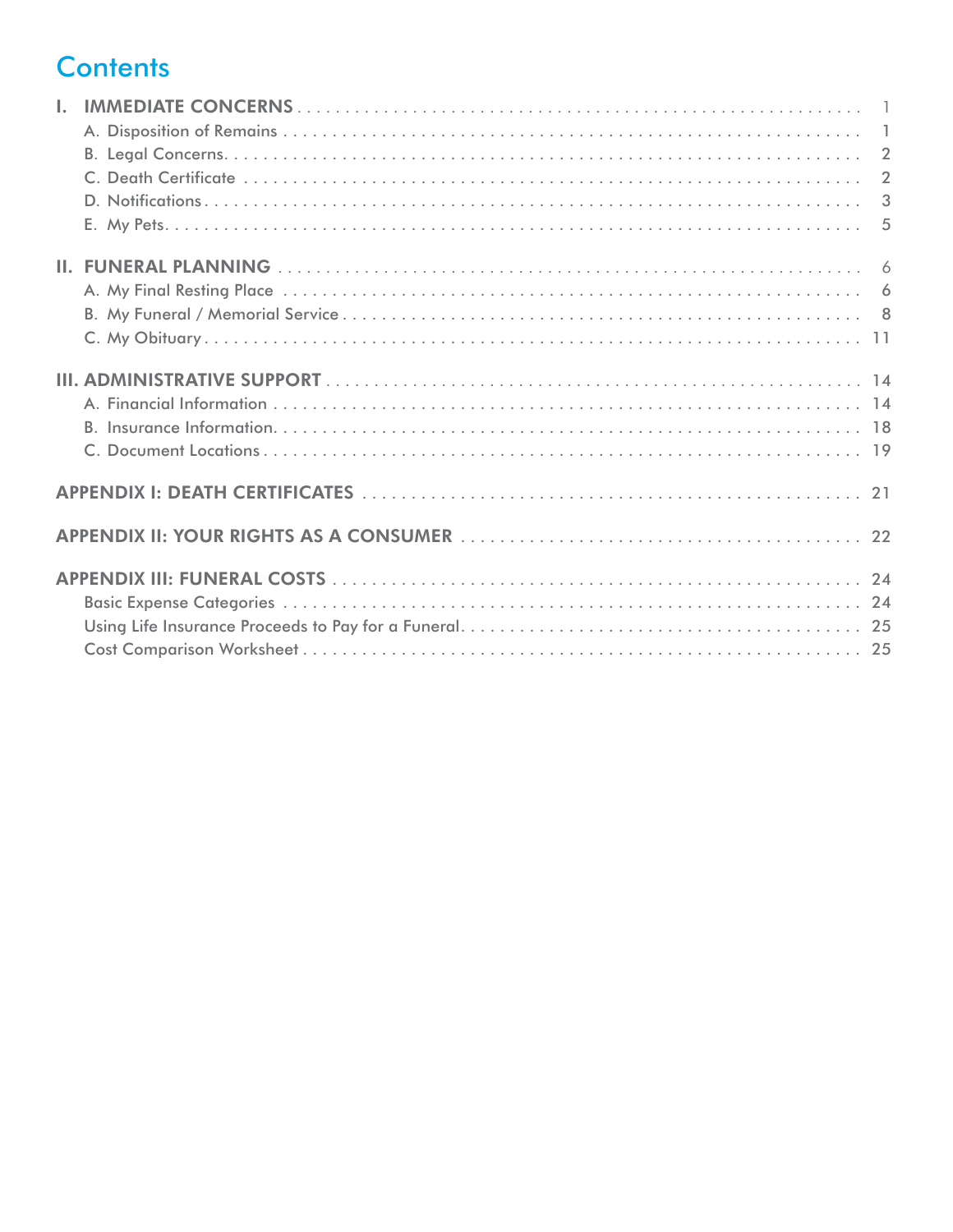# Contents

- I. IMMEDIATE CONCERNS . . . . . 1
  - A. Disposition of Remains . . . . . 1
  - B. Legal Concerns . . . . . 2
  - C. Death Certificate . . . . . 2
  - D. Notifications . . . . . 3
  - E. My Pets . . . . . 5
- II. FUNERAL PLANNING . . . . . 6
  - A. My Final Resting Place . . . . . 6
  - B. My Funeral / Memorial Service . . . . . 8
  - C. My Obituary . . . . . 11
- III. ADMINISTRATIVE SUPPORT . . . . . 14
  - A. Financial Information . . . . . 14
  - B. Insurance Information . . . . . 18
  - C. Document Locations . . . . . 19
- APPENDIX I: DEATH CERTIFICATES . . . . . 21
- APPENDIX II: YOUR RIGHTS AS A CONSUMER . . . . . 22
- APPENDIX III: FUNERAL COSTS . . . . . 24
  - Basic Expense Categories . . . . . 24
  - Using Life Insurance Proceeds to Pay for a Funeral . . . . . 25
  - Cost Comparison Worksheet . . . . . 25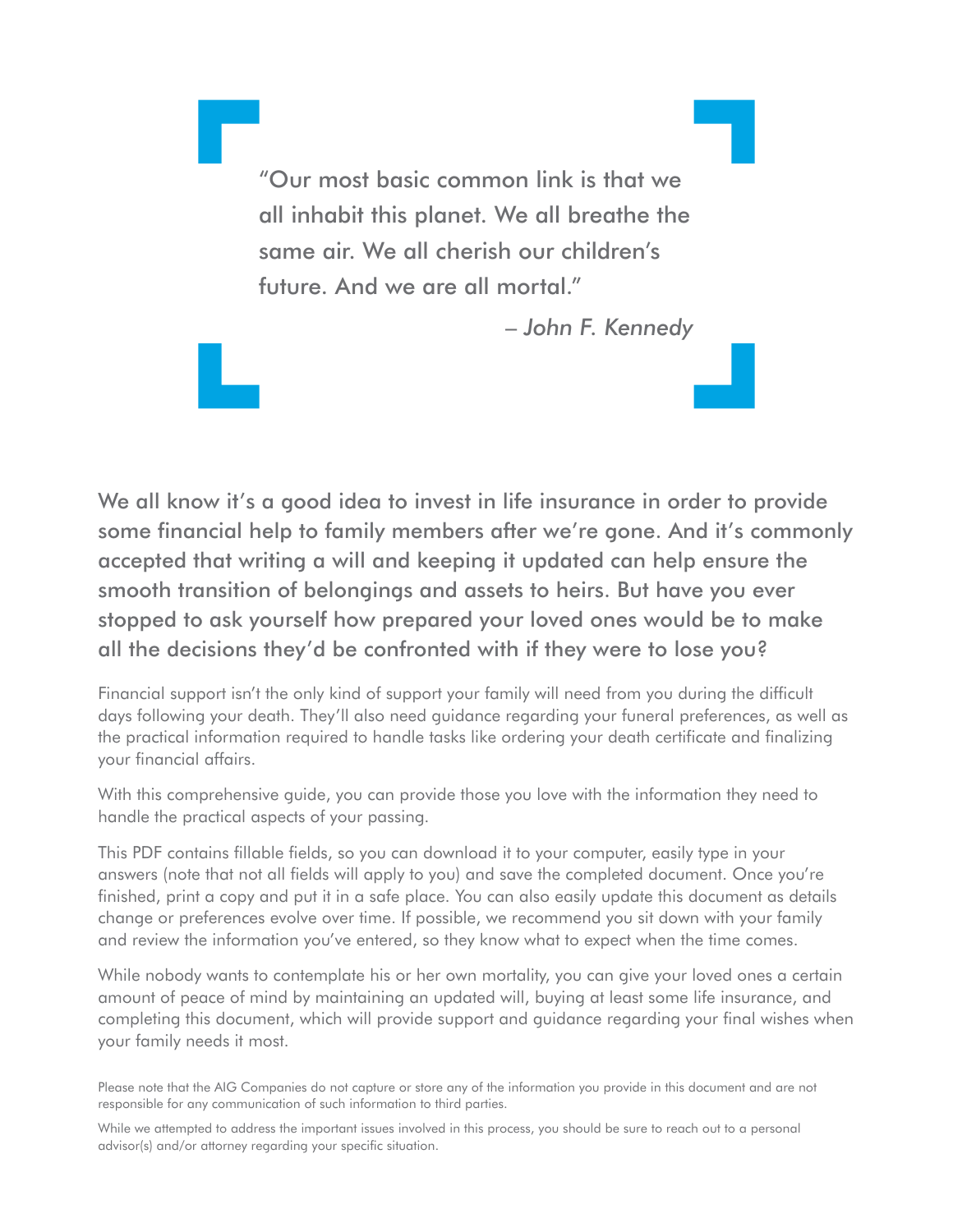> "Our most basic common link is that we all inhabit this planet. We all breathe the same air. We all cherish our children's future. And we are all mortal."
>
> *– John F. Kennedy*

We all know it's a good idea to invest in life insurance in order to provide some financial help to family members after we're gone. And it's commonly accepted that writing a will and keeping it updated can help ensure the smooth transition of belongings and assets to heirs. But have you ever stopped to ask yourself how prepared your loved ones would be to make all the decisions they'd be confronted with if they were to lose you?

Financial support isn't the only kind of support your family will need from you during the difficult days following your death. They'll also need guidance regarding your funeral preferences, as well as the practical information required to handle tasks like ordering your death certificate and finalizing your financial affairs.

With this comprehensive guide, you can provide those you love with the information they need to handle the practical aspects of your passing.

This PDF contains fillable fields, so you can download it to your computer, easily type in your answers (note that not all fields will apply to you) and save the completed document. Once you're finished, print a copy and put it in a safe place. You can also easily update this document as details change or preferences evolve over time. If possible, we recommend you sit down with your family and review the information you've entered, so they know what to expect when the time comes.

While nobody wants to contemplate his or her own mortality, you can give your loved ones a certain amount of peace of mind by maintaining an updated will, buying at least some life insurance, and completing this document, which will provide support and guidance regarding your final wishes when your family needs it most.

Please note that the AIG Companies do not capture or store any of the information you provide in this document and are not responsible for any communication of such information to third parties.

While we attempted to address the important issues involved in this process, you should be sure to reach out to a personal advisor(s) and/or attorney regarding your specific situation.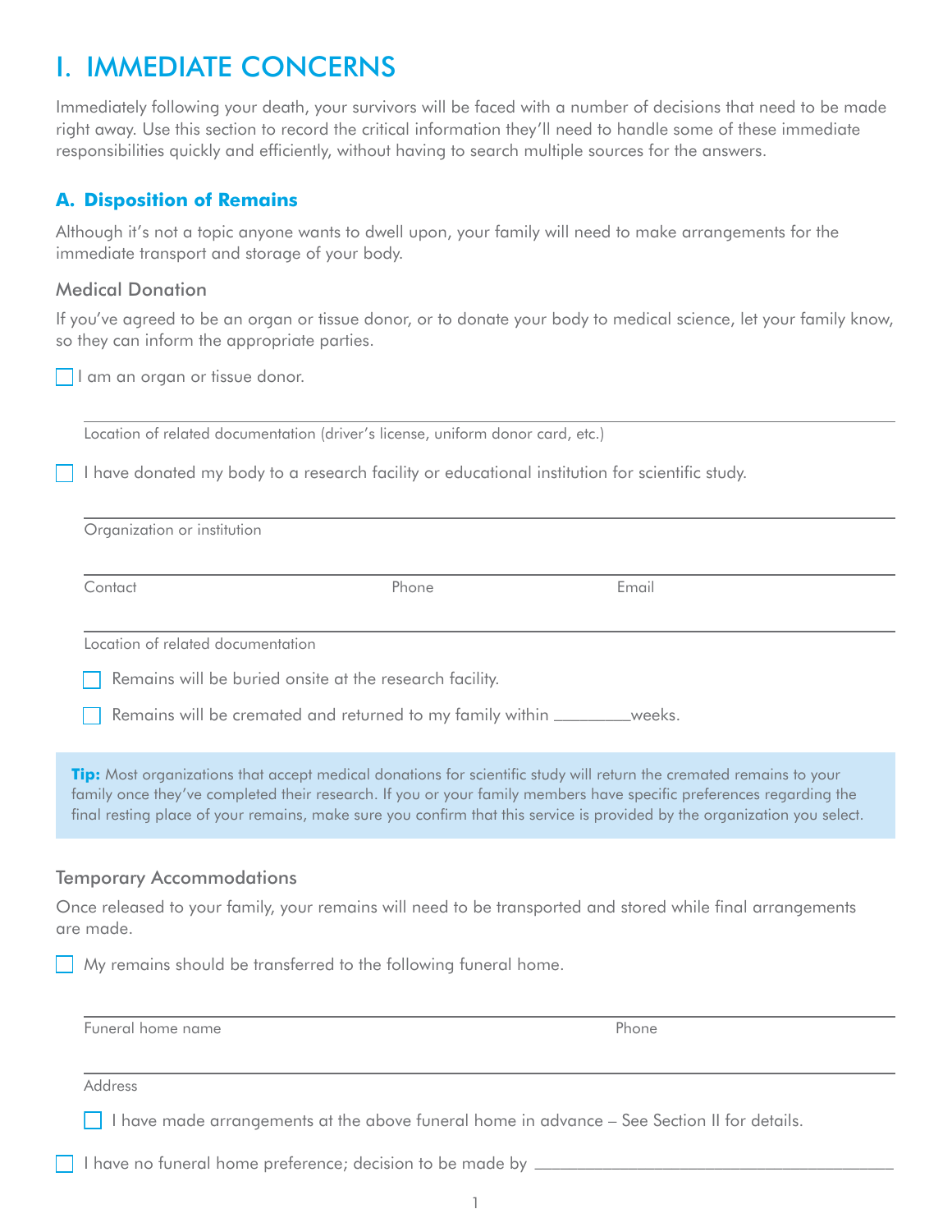# I. IMMEDIATE CONCERNS

Immediately following your death, your survivors will be faced with a number of decisions that need to be made right away. Use this section to record the critical information they'll need to handle some of these immediate responsibilities quickly and efficiently, without having to search multiple sources for the answers.

## A. Disposition of Remains

Although it's not a topic anyone wants to dwell upon, your family will need to make arrangements for the immediate transport and storage of your body.

### Medical Donation

If you've agreed to be an organ or tissue donor, or to donate your body to medical science, let your family know, so they can inform the appropriate parties.

☐ I am an organ or tissue donor.

___________________________________________
Location of related documentation (driver's license, uniform donor card, etc.)

☐ I have donated my body to a research facility or educational institution for scientific study.

___________________________________________
Organization or institution

___________________________________________
Contact | Phone | Email

___________________________________________
Location of related documentation

- ☐ Remains will be buried onsite at the research facility.
- ☐ Remains will be cremated and returned to my family within ________weeks.

**Tip:** Most organizations that accept medical donations for scientific study will return the cremated remains to your family once they've completed their research. If you or your family members have specific preferences regarding the final resting place of your remains, make sure you confirm that this service is provided by the organization you select.

### Temporary Accommodations

Once released to your family, your remains will need to be transported and stored while final arrangements are made.

☐ My remains should be transferred to the following funeral home.

___________________________________________
Funeral home name | Phone

___________________________________________
Address

- ☐ I have made arrangements at the above funeral home in advance – See Section II for details.

☐ I have no funeral home preference; decision to be made by ________________________________________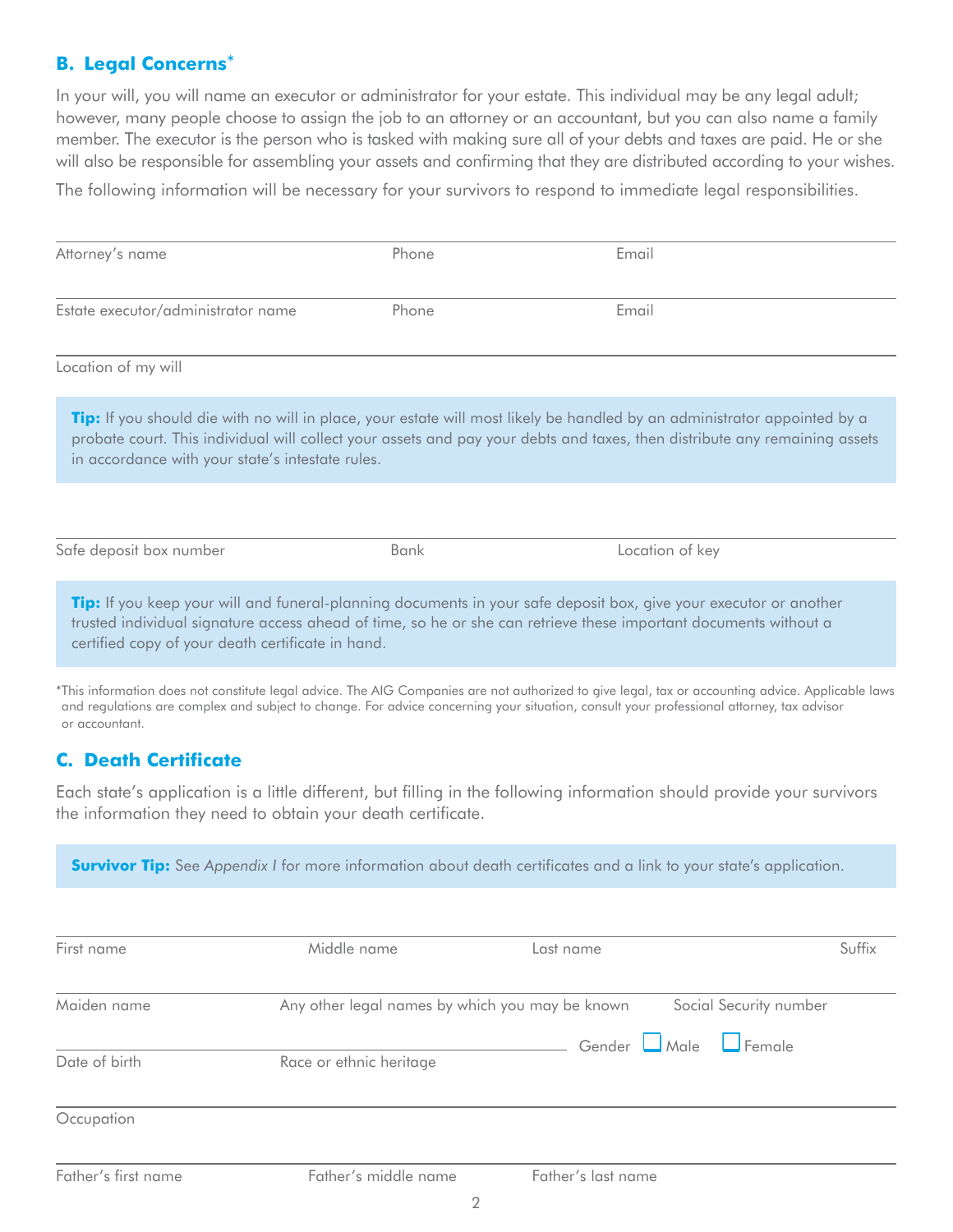## B. Legal Concerns*

In your will, you will name an executor or administrator for your estate. This individual may be any legal adult; however, many people choose to assign the job to an attorney or an accountant, but you can also name a family member. The executor is the person who is tasked with making sure all of your debts and taxes are paid. He or she will also be responsible for assembling your assets and confirming that they are distributed according to your wishes.

The following information will be necessary for your survivors to respond to immediate legal responsibilities.

| Attorney's name | Phone | Email |
|---|---|---|
| | | |

| Estate executor/administrator name | Phone | Email |
|---|---|---|
| | | |

Location of my will

**Tip:** If you should die with no will in place, your estate will most likely be handled by an administrator appointed by a probate court. This individual will collect your assets and pay your debts and taxes, then distribute any remaining assets in accordance with your state's intestate rules.

| Safe deposit box number | Bank | Location of key |
|---|---|---|
| | | |

**Tip:** If you keep your will and funeral-planning documents in your safe deposit box, give your executor or another trusted individual signature access ahead of time, so he or she can retrieve these important documents without a certified copy of your death certificate in hand.

*This information does not constitute legal advice. The AIG Companies are not authorized to give legal, tax or accounting advice. Applicable laws and regulations are complex and subject to change. For advice concerning your situation, consult your professional attorney, tax advisor or accountant.

## C. Death Certificate

Each state's application is a little different, but filling in the following information should provide your survivors the information they need to obtain your death certificate.

**Survivor Tip:** See *Appendix I* for more information about death certificates and a link to your state's application.

| First name | Middle name | Last name | Suffix |
|---|---|---|---|
| | | | |

| Maiden name | Any other legal names by which you may be known | Social Security number |
|---|---|---|
| | | |

| Date of birth | Race or ethnic heritage | Gender ☐ Male ☐ Female |
|---|---|---|
| | | |

Occupation

| Father's first name | Father's middle name | Father's last name |
|---|---|---|
| | | |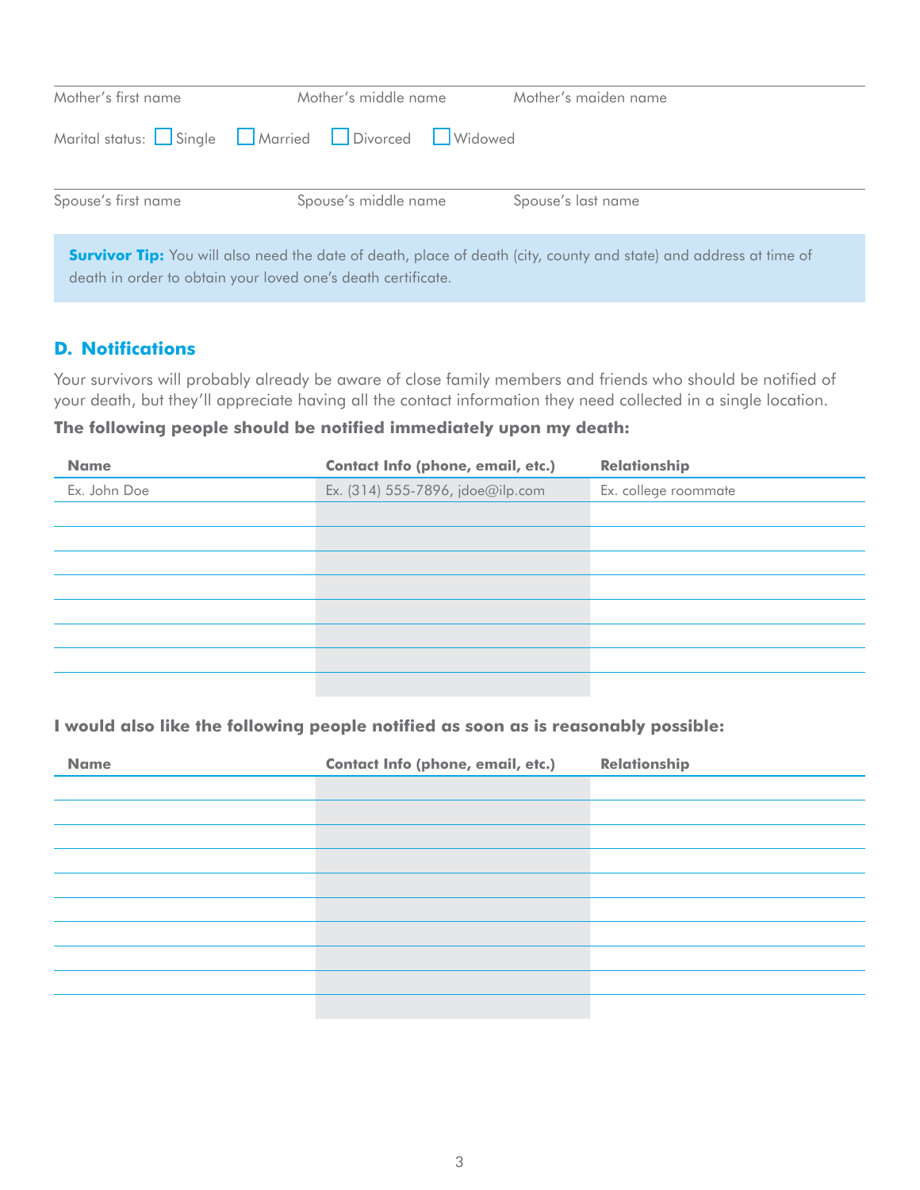Mother's first name | Mother's middle name | Mother's maiden name

Marital status: ☐ Single ☐ Married ☐ Divorced ☐ Widowed

Spouse's first name | Spouse's middle name | Spouse's last name

**Survivor Tip:** You will also need the date of death, place of death (city, county and state) and address at time of death in order to obtain your loved one's death certificate.

## D. Notifications

Your survivors will probably already be aware of close family members and friends who should be notified of your death, but they'll appreciate having all the contact information they need collected in a single location.

**The following people should be notified immediately upon my death:**

| Name | Contact Info (phone, email, etc.) | Relationship |
|---|---|---|
| Ex. John Doe | Ex. (314) 555-7896, jdoe@ilp.com | Ex. college roommate |
| | | |
| | | |
| | | |
| | | |
| | | |
| | | |
| | | |
| | | |

**I would also like the following people notified as soon as is reasonably possible:**

| Name | Contact Info (phone, email, etc.) | Relationship |
|---|---|---|
| | | |
| | | |
| | | |
| | | |
| | | |
| | | |
| | | |
| | | |
| | | |
| | | |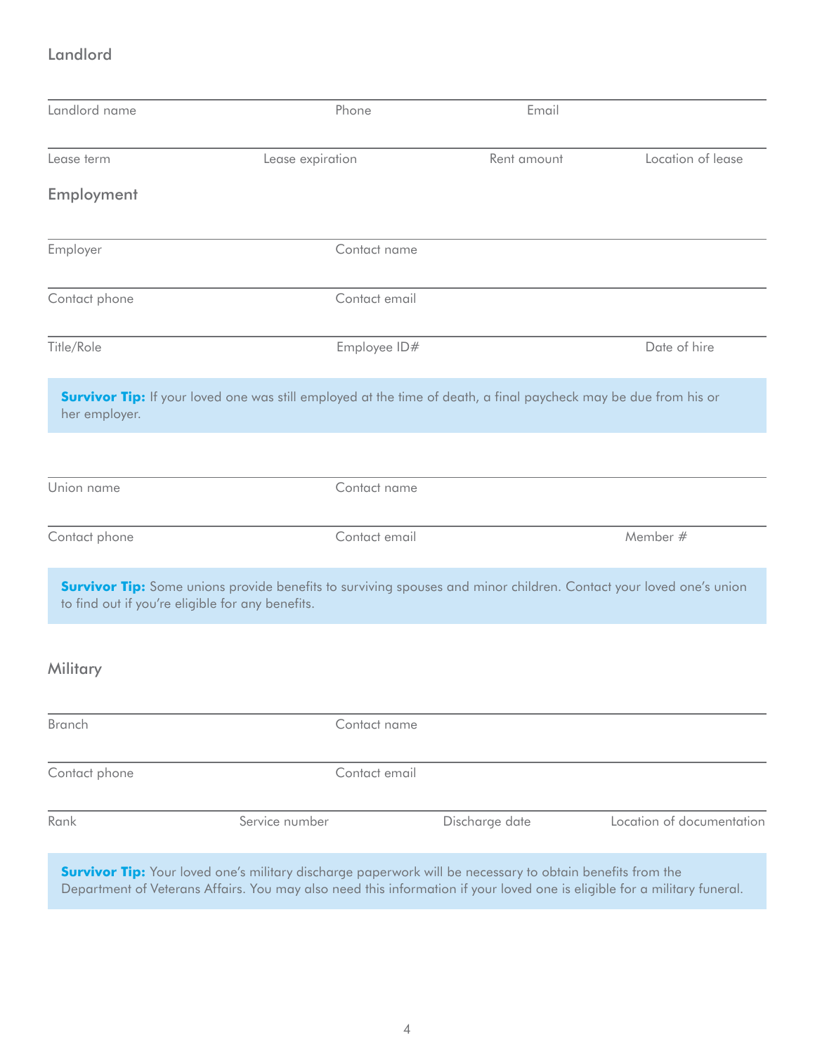## Landlord

| Landlord name | Phone | Email | |
|---|---|---|---|
| Lease term | Lease expiration | Rent amount | Location of lease |

## Employment

| Employer | Contact name | |
|---|---|---|
| Contact phone | Contact email | |
| Title/Role | Employee ID# | Date of hire |

**Survivor Tip:** If your loved one was still employed at the time of death, a final paycheck may be due from his or her employer.

| Union name | Contact name | |
|---|---|---|
| Contact phone | Contact email | Member # |

**Survivor Tip:** Some unions provide benefits to surviving spouses and minor children. Contact your loved one's union to find out if you're eligible for any benefits.

## Military

| Branch | Contact name | | |
|---|---|---|---|
| Contact phone | Contact email | | |
| Rank | Service number | Discharge date | Location of documentation |

**Survivor Tip:** Your loved one's military discharge paperwork will be necessary to obtain benefits from the Department of Veterans Affairs. You may also need this information if your loved one is eligible for a military funeral.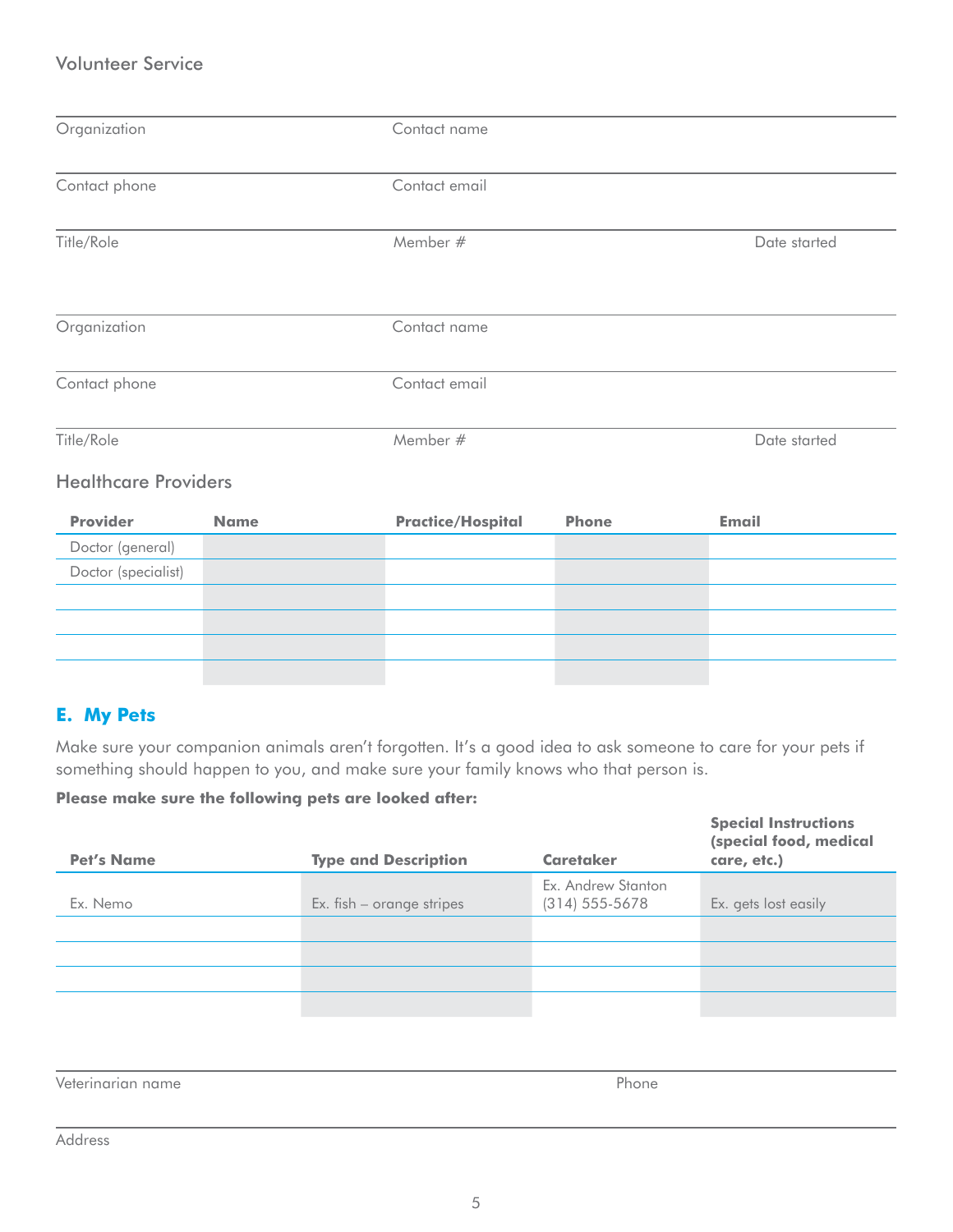Volunteer Service

Organization

Contact name

Contact phone

Contact email

Title/Role

Member #

Date started

Organization

Contact name

Contact phone

Contact email

Title/Role

Member #

Date started

Healthcare Providers

| Provider | Name | Practice/Hospital | Phone | Email |
|---|---|---|---|---|
| Doctor (general) | | | | |
| Doctor (specialist) | | | | |
| | | | | |
| | | | | |
| | | | | |
| | | | | |

## E. My Pets

Make sure your companion animals aren't forgotten. It's a good idea to ask someone to care for your pets if something should happen to you, and make sure your family knows who that person is.

**Please make sure the following pets are looked after:**

| Pet's Name | Type and Description | Caretaker | Special Instructions (special food, medical care, etc.) |
|---|---|---|---|
| Ex. Nemo | Ex. fish – orange stripes | Ex. Andrew Stanton (314) 555-5678 | Ex. gets lost easily |
| | | | |
| | | | |
| | | | |
| | | | |

Veterinarian name

Phone

Address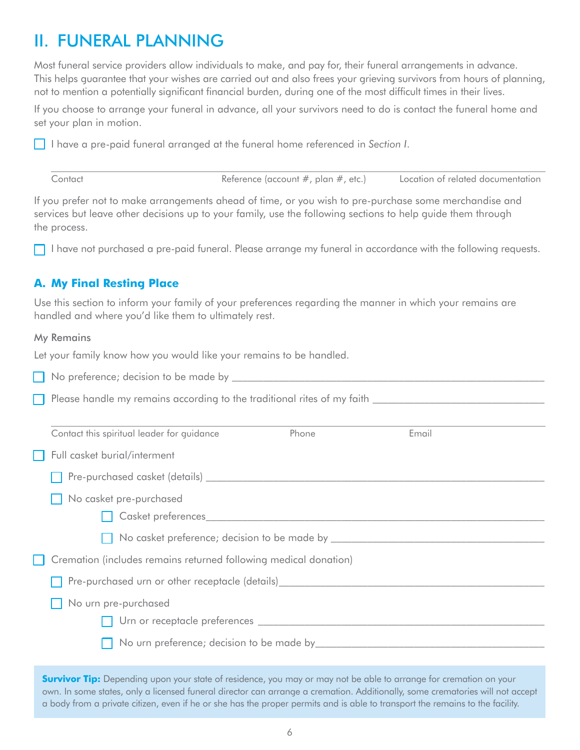# II. FUNERAL PLANNING

Most funeral service providers allow individuals to make, and pay for, their funeral arrangements in advance. This helps guarantee that your wishes are carried out and also frees your grieving survivors from hours of planning, not to mention a potentially significant financial burden, during one of the most difficult times in their lives.

If you choose to arrange your funeral in advance, all your survivors need to do is contact the funeral home and set your plan in motion.

☐ I have a pre-paid funeral arranged at the funeral home referenced in *Section I*.

______________________________________________________________________

Contact | Reference (account #, plan #, etc.) | Location of related documentation

If you prefer not to make arrangements ahead of time, or you wish to pre-purchase some merchandise and services but leave other decisions up to your family, use the following sections to help guide them through the process.

☐ I have not purchased a pre-paid funeral. Please arrange my funeral in accordance with the following requests.

## A. My Final Resting Place

Use this section to inform your family of your preferences regarding the manner in which your remains are handled and where you'd like them to ultimately rest.

My Remains

Let your family know how you would like your remains to be handled.

☐ No preference; decision to be made by ______________________________

☐ Please handle my remains according to the traditional rites of my faith ______________________________

______________________________________________________________________

Contact this spiritual leader for guidance | Phone | Email

☐ Full casket burial/interment

- ☐ Pre-purchased casket (details) ______________________________
- ☐ No casket pre-purchased
  - ☐ Casket preferences ______________________________
  - ☐ No casket preference; decision to be made by ______________________________

☐ Cremation (includes remains returned following medical donation)

- ☐ Pre-purchased urn or other receptacle (details) ______________________________
- ☐ No urn pre-purchased
  - ☐ Urn or receptacle preferences ______________________________
  - ☐ No urn preference; decision to be made by ______________________________

**Survivor Tip:** Depending upon your state of residence, you may or may not be able to arrange for cremation on your own. In some states, only a licensed funeral director can arrange a cremation. Additionally, some crematories will not accept a body from a private citizen, even if he or she has the proper permits and is able to transport the remains to the facility.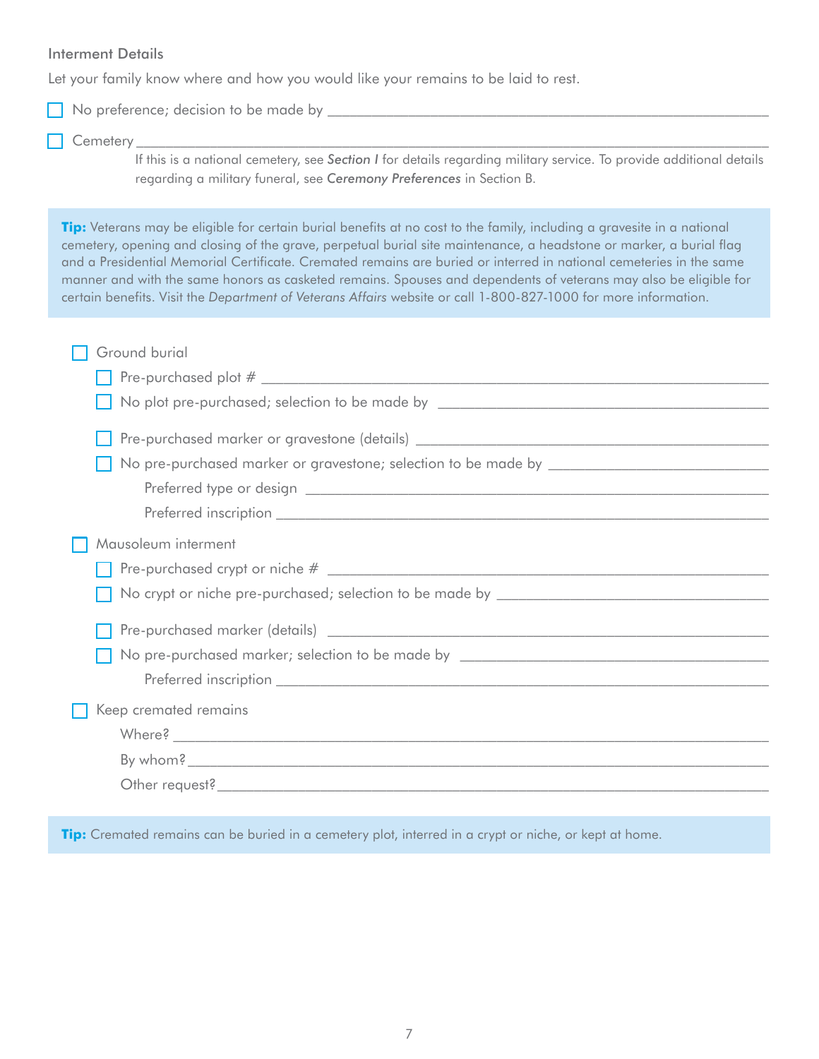### Interment Details

Let your family know where and how you would like your remains to be laid to rest.

- ☐ No preference; decision to be made by ____________________
- ☐ Cemetery ____________________

  If this is a national cemetery, see ***Section I*** for details regarding military service. To provide additional details regarding a military funeral, see ***Ceremony Preferences*** in Section B.

> **Tip:** Veterans may be eligible for certain burial benefits at no cost to the family, including a gravesite in a national cemetery, opening and closing of the grave, perpetual burial site maintenance, a headstone or marker, a burial flag and a Presidential Memorial Certificate. Cremated remains are buried or interred in national cemeteries in the same manner and with the same honors as casketed remains. Spouses and dependents of veterans may also be eligible for certain benefits. Visit the *Department of Veterans Affairs* website or call 1-800-827-1000 for more information.

- ☐ Ground burial
  - ☐ Pre-purchased plot # ____________________
  - ☐ No plot pre-purchased; selection to be made by ____________________
  - ☐ Pre-purchased marker or gravestone (details) ____________________
  - ☐ No pre-purchased marker or gravestone; selection to be made by ____________________
    - Preferred type or design ____________________
    - Preferred inscription ____________________
- ☐ Mausoleum interment
  - ☐ Pre-purchased crypt or niche # ____________________
  - ☐ No crypt or niche pre-purchased; selection to be made by ____________________
  - ☐ Pre-purchased marker (details) ____________________
  - ☐ No pre-purchased marker; selection to be made by ____________________
    - Preferred inscription ____________________
- ☐ Keep cremated remains
  - Where? ____________________
  - By whom? ____________________
  - Other request? ____________________

> **Tip:** Cremated remains can be buried in a cemetery plot, interred in a crypt or niche, or kept at home.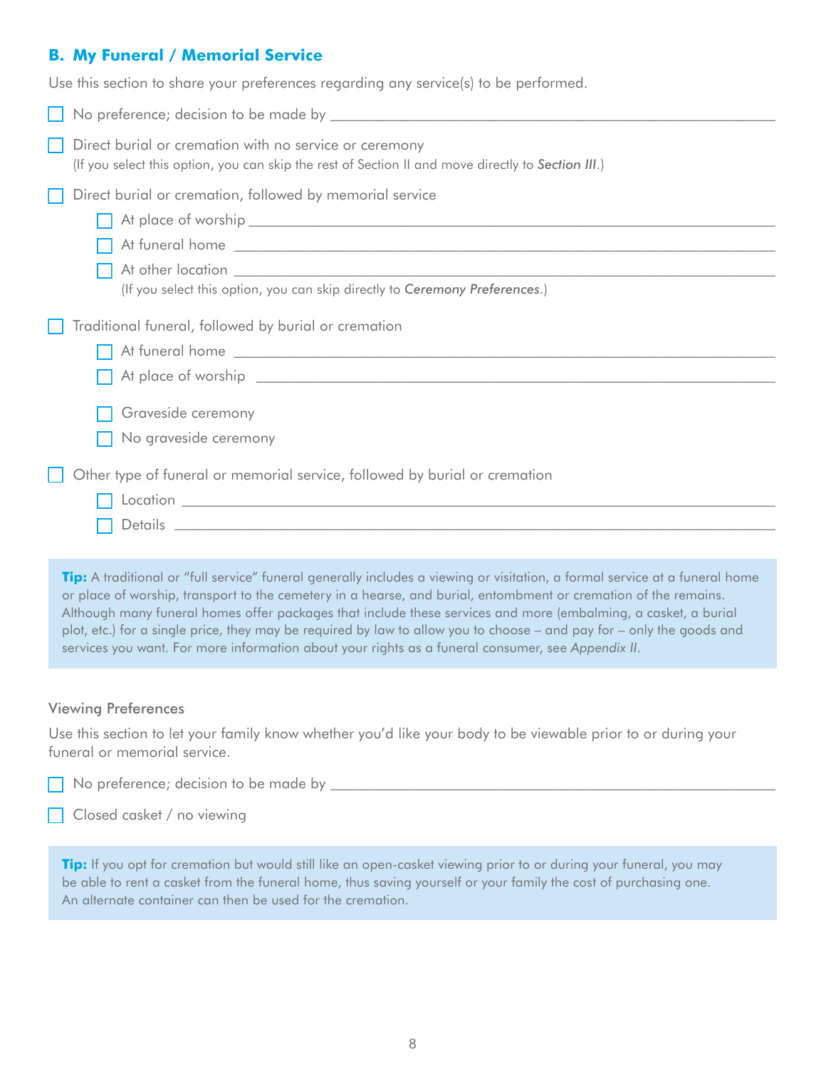## B. My Funeral / Memorial Service

Use this section to share your preferences regarding any service(s) to be performed.

- ☐ No preference; decision to be made by ______________________________
- ☐ Direct burial or cremation with no service or ceremony
  (If you select this option, you can skip the rest of Section II and move directly to ***Section III***.)
- ☐ Direct burial or cremation, followed by memorial service
  - ☐ At place of worship ______________________________
  - ☐ At funeral home ______________________________
  - ☐ At other location ______________________________
  
  (If you select this option, you can skip directly to *Ceremony Preferences*.)
- ☐ Traditional funeral, followed by burial or cremation
  - ☐ At funeral home ______________________________
  - ☐ At place of worship ______________________________
  - ☐ Graveside ceremony
  - ☐ No graveside ceremony
- ☐ Other type of funeral or memorial service, followed by burial or cremation
  - ☐ Location ______________________________
  - ☐ Details ______________________________

> **Tip:** A traditional or "full service" funeral generally includes a viewing or visitation, a formal service at a funeral home or place of worship, transport to the cemetery in a hearse, and burial, entombment or cremation of the remains. Although many funeral homes offer packages that include these services and more (embalming, a casket, a burial plot, etc.) for a single price, they may be required by law to allow you to choose – and pay for – only the goods and services you want. For more information about your rights as a funeral consumer, see *Appendix II*.

### Viewing Preferences

Use this section to let your family know whether you'd like your body to be viewable prior to or during your funeral or memorial service.

- ☐ No preference; decision to be made by ______________________________
- ☐ Closed casket / no viewing

> **Tip:** If you opt for cremation but would still like an open-casket viewing prior to or during your funeral, you may be able to rent a casket from the funeral home, thus saving yourself or your family the cost of purchasing one. An alternate container can then be used for the cremation.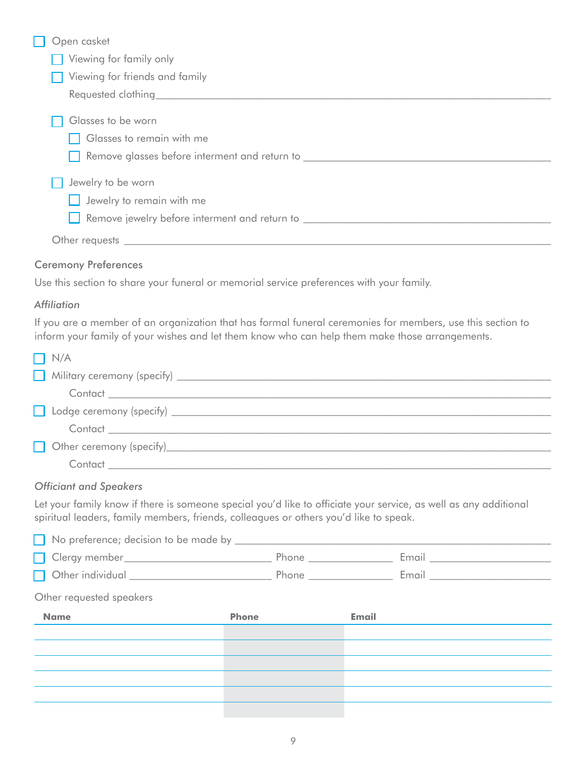- ☐ Open casket
  - ☐ Viewing for family only
  - ☐ Viewing for friends and family

  Requested clothing_______________________________________________

  - ☐ Glasses to be worn
    - ☐ Glasses to remain with me
    - ☐ Remove glasses before interment and return to _______________________________

  - ☐ Jewelry to be worn
    - ☐ Jewelry to remain with me
    - ☐ Remove jewelry before interment and return to _______________________________

Other requests _______________________________________________

## Ceremony Preferences

Use this section to share your funeral or memorial service preferences with your family.

### *Affiliation*

If you are a member of an organization that has formal funeral ceremonies for members, use this section to inform your family of your wishes and let them know who can help them make those arrangements.

- ☐ N/A
- ☐ Military ceremony (specify) _______________________________________________

  Contact _______________________________________________
- ☐ Lodge ceremony (specify) _______________________________________________

  Contact _______________________________________________
- ☐ Other ceremony (specify)_______________________________________________

  Contact _______________________________________________

### *Officiant and Speakers*

Let your family know if there is someone special you'd like to officiate your service, as well as any additional spiritual leaders, family members, friends, colleagues or others you'd like to speak.

- ☐ No preference; decision to be made by _______________________________________________
- ☐ Clergy member_______________________ Phone _______________ Email ____________________
- ☐ Other individual _______________________ Phone _______________ Email ____________________

Other requested speakers

| Name | Phone | Email |
|---|---|---|
| | | |
| | | |
| | | |
| | | |
| | | |
| | | |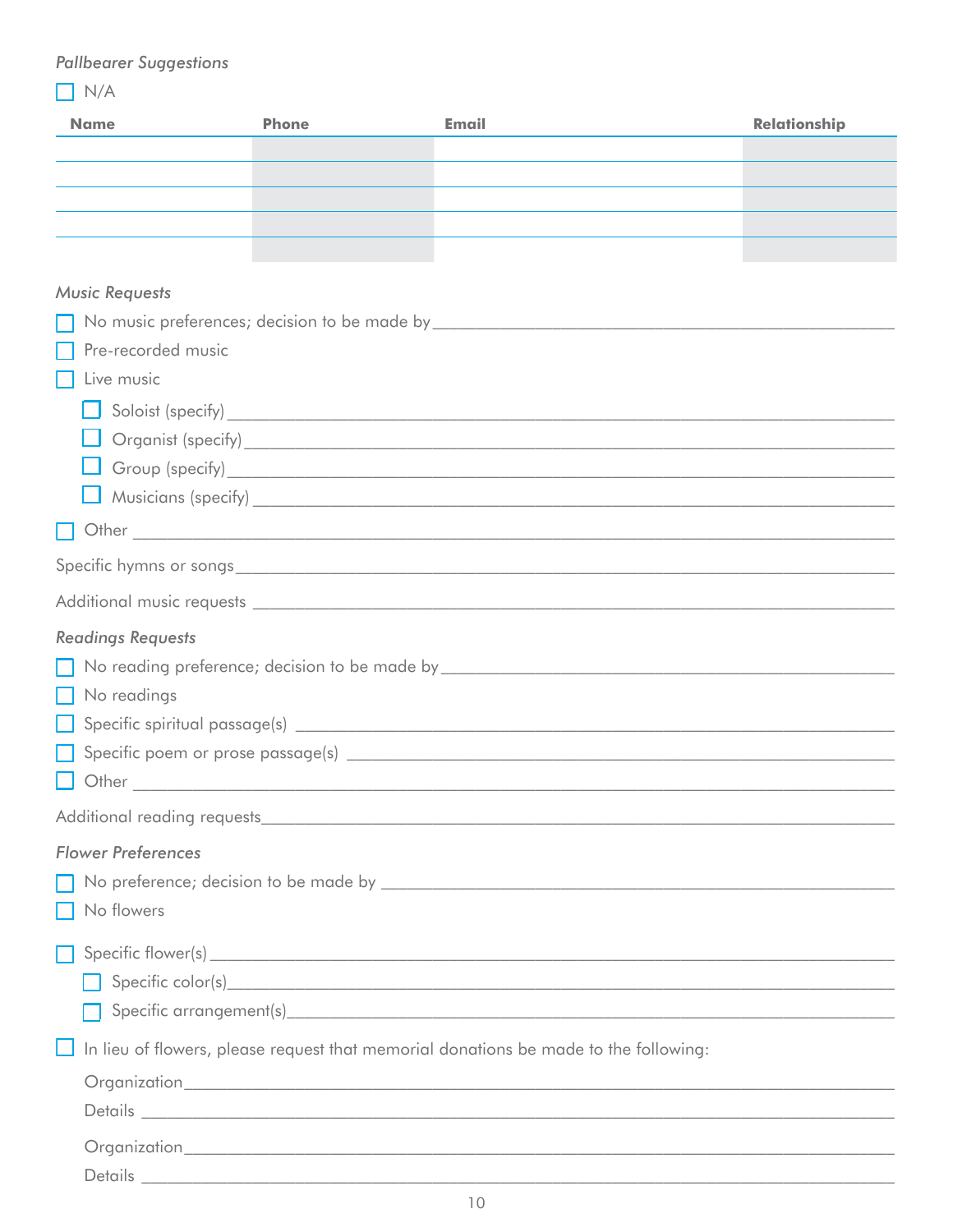*Pallbearer Suggestions*

☐ N/A

| Name | Phone | Email | Relationship |
|---|---|---|---|
| | | | |
| | | | |
| | | | |
| | | | |
| | | | |

*Music Requests*

☐ No music preferences; decision to be made by ______________________

☐ Pre-recorded music

☐ Live music

- ☐ Soloist (specify) ______________________
- ☐ Organist (specify) ______________________
- ☐ Group (specify) ______________________
- ☐ Musicians (specify) ______________________

☐ Other ______________________

Specific hymns or songs ______________________

Additional music requests ______________________

*Readings Requests*

☐ No reading preference; decision to be made by ______________________

☐ No readings

☐ Specific spiritual passage(s) ______________________

☐ Specific poem or prose passage(s) ______________________

☐ Other ______________________

Additional reading requests ______________________

*Flower Preferences*

☐ No preference; decision to be made by ______________________

☐ No flowers

☐ Specific flower(s) ______________________

- ☐ Specific color(s) ______________________
- ☐ Specific arrangement(s) ______________________

☐ In lieu of flowers, please request that memorial donations be made to the following:

Organization ______________________

Details ______________________

Organization ______________________

Details ______________________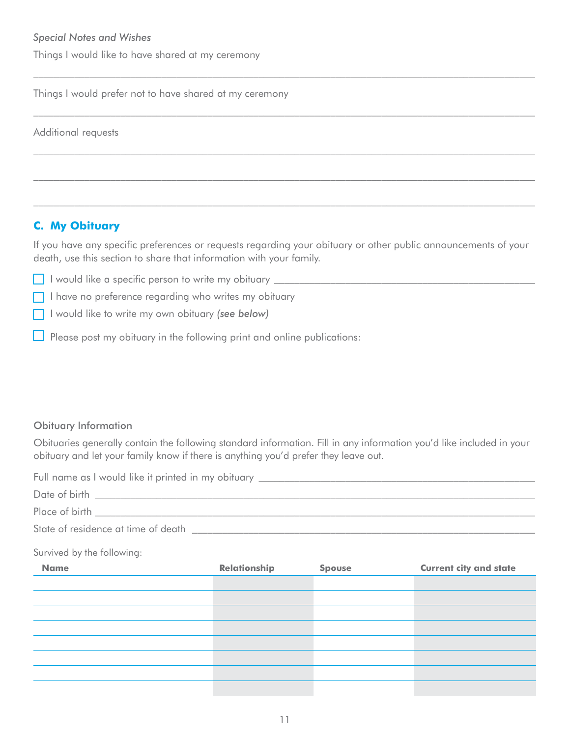*Special Notes and Wishes*

Things I would like to have shared at my ceremony

_______________________________________________________________________________

Things I would prefer not to have shared at my ceremony

_______________________________________________________________________________

Additional requests

_______________________________________________________________________________

_______________________________________________________________________________

_______________________________________________________________________________

## C. My Obituary

If you have any specific preferences or requests regarding your obituary or other public announcements of your death, use this section to share that information with your family.

- ☐ I would like a specific person to write my obituary ____________________________________________
- ☐ I have no preference regarding who writes my obituary
- ☐ I would like to write my own obituary ***(see below)***
- ☐ Please post my obituary in the following print and online publications:

### Obituary Information

Obituaries generally contain the following standard information. Fill in any information you'd like included in your obituary and let your family know if there is anything you'd prefer they leave out.

Full name as I would like it printed in my obituary ____________________________________________

Date of birth ____________________________________________

Place of birth ____________________________________________

State of residence at time of death ____________________________________________

Survived by the following:

| Name | Relationship | Spouse | Current city and state |
|---|---|---|---|
| | | | |
| | | | |
| | | | |
| | | | |
| | | | |
| | | | |
| | | | |
| | | | |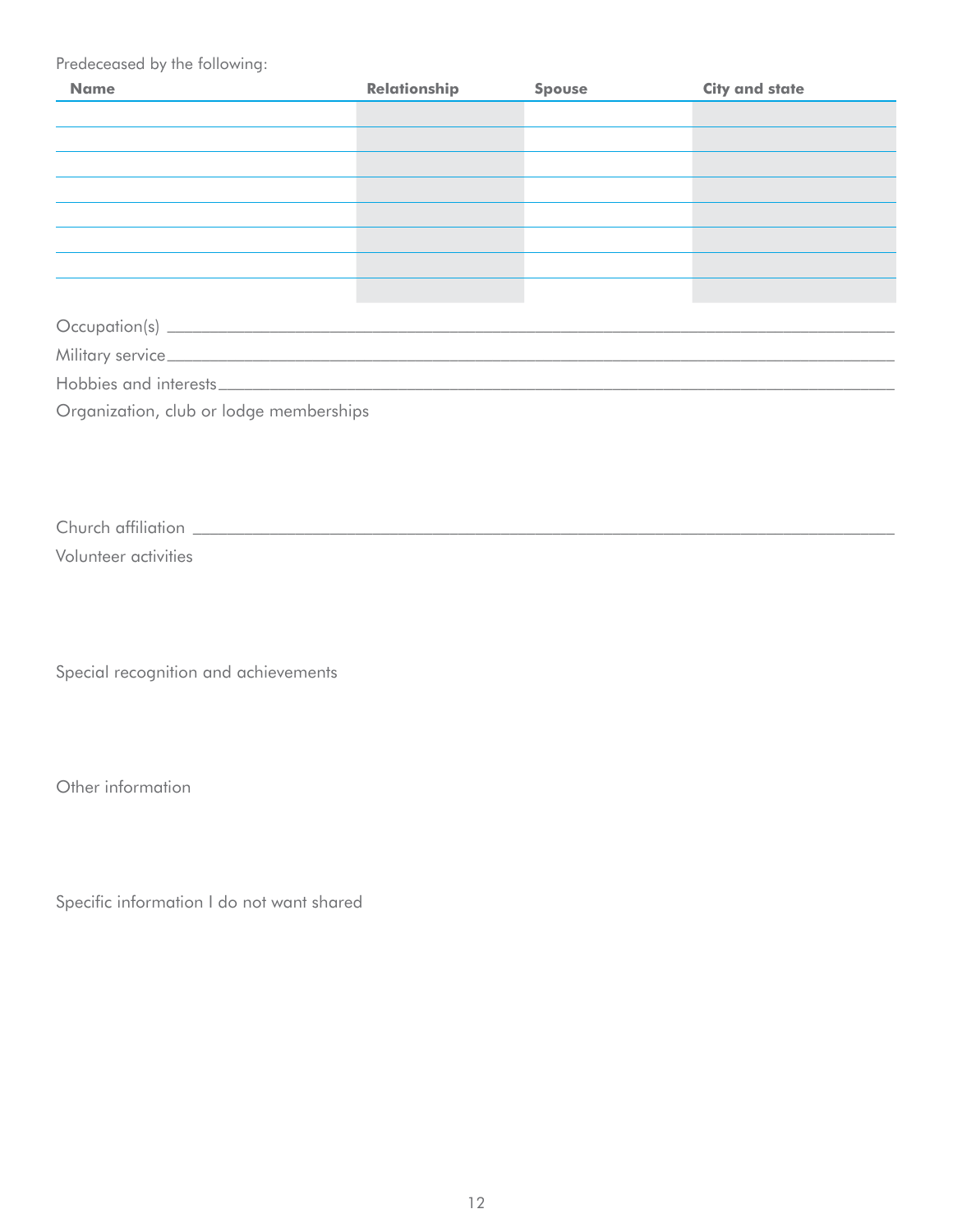Predeceased by the following:

| Name | Relationship | Spouse | City and state |
|---|---|---|---|
| | | | |
| | | | |
| | | | |
| | | | |
| | | | |
| | | | |
| | | | |
| | | | |

Occupation(s) ___________________________________________

Military service___________________________________________

Hobbies and interests___________________________________________

Organization, club or lodge memberships

Church affiliation ___________________________________________

Volunteer activities

Special recognition and achievements

Other information

Specific information I do not want shared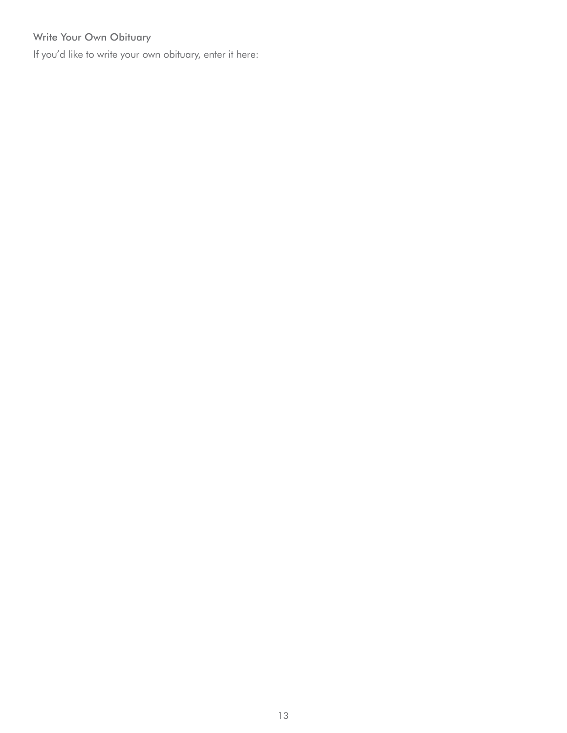## Write Your Own Obituary

If you'd like to write your own obituary, enter it here: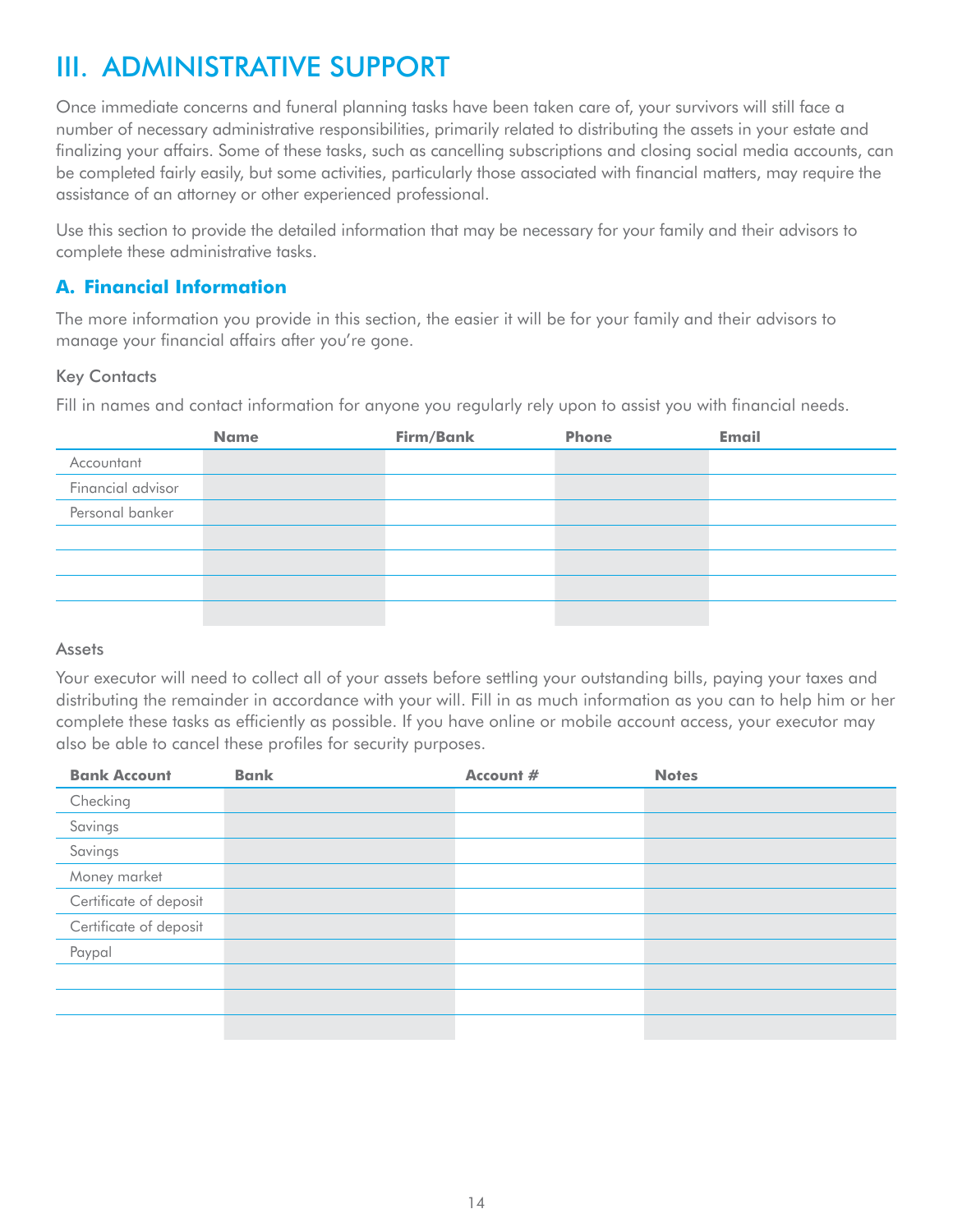# III. ADMINISTRATIVE SUPPORT

Once immediate concerns and funeral planning tasks have been taken care of, your survivors will still face a number of necessary administrative responsibilities, primarily related to distributing the assets in your estate and finalizing your affairs. Some of these tasks, such as cancelling subscriptions and closing social media accounts, can be completed fairly easily, but some activities, particularly those associated with financial matters, may require the assistance of an attorney or other experienced professional.

Use this section to provide the detailed information that may be necessary for your family and their advisors to complete these administrative tasks.

## A. Financial Information

The more information you provide in this section, the easier it will be for your family and their advisors to manage your financial affairs after you're gone.

### Key Contacts

Fill in names and contact information for anyone you regularly rely upon to assist you with financial needs.

| | Name | Firm/Bank | Phone | Email |
|---|---|---|---|---|
| Accountant | | | | |
| Financial advisor | | | | |
| Personal banker | | | | |
| | | | | |
| | | | | |
| | | | | |
| | | | | |

### Assets

Your executor will need to collect all of your assets before settling your outstanding bills, paying your taxes and distributing the remainder in accordance with your will. Fill in as much information as you can to help him or her complete these tasks as efficiently as possible. If you have online or mobile account access, your executor may also be able to cancel these profiles for security purposes.

| Bank Account | Bank | Account # | Notes |
|---|---|---|---|
| Checking | | | |
| Savings | | | |
| Savings | | | |
| Money market | | | |
| Certificate of deposit | | | |
| Certificate of deposit | | | |
| Paypal | | | |
| | | | |
| | | | |
| | | | |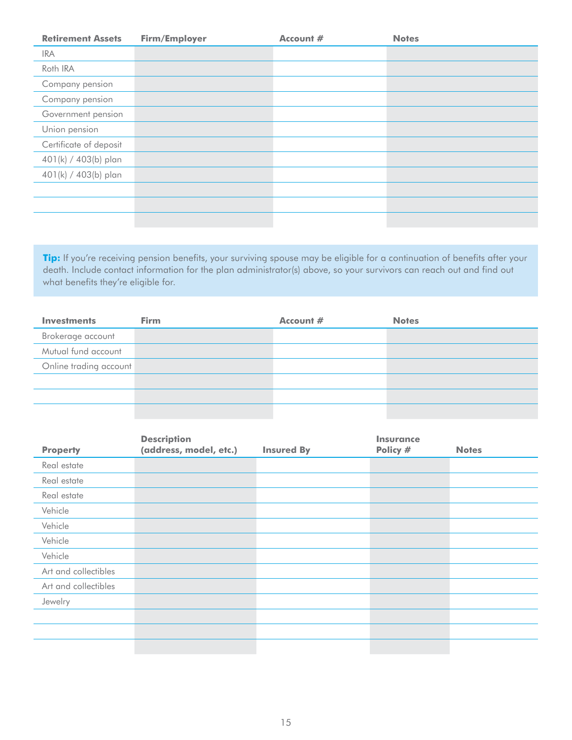| Retirement Assets | Firm/Employer | Account # | Notes |
|---|---|---|---|
| IRA | | | |
| Roth IRA | | | |
| Company pension | | | |
| Company pension | | | |
| Government pension | | | |
| Union pension | | | |
| Certificate of deposit | | | |
| 401(k) / 403(b) plan | | | |
| 401(k) / 403(b) plan | | | |
| | | | |
| | | | |
| | | | |

**Tip:** If you're receiving pension benefits, your surviving spouse may be eligible for a continuation of benefits after your death. Include contact information for the plan administrator(s) above, so your survivors can reach out and find out what benefits they're eligible for.

| Investments | Firm | Account # | Notes |
|---|---|---|---|
| Brokerage account | | | |
| Mutual fund account | | | |
| Online trading account | | | |
| | | | |
| | | | |
| | | | |

| Property | Description (address, model, etc.) | Insured By | Insurance Policy # | Notes |
|---|---|---|---|---|
| Real estate | | | | |
| Real estate | | | | |
| Real estate | | | | |
| Vehicle | | | | |
| Vehicle | | | | |
| Vehicle | | | | |
| Vehicle | | | | |
| Art and collectibles | | | | |
| Art and collectibles | | | | |
| Jewelry | | | | |
| | | | | |
| | | | | |
| | | | | |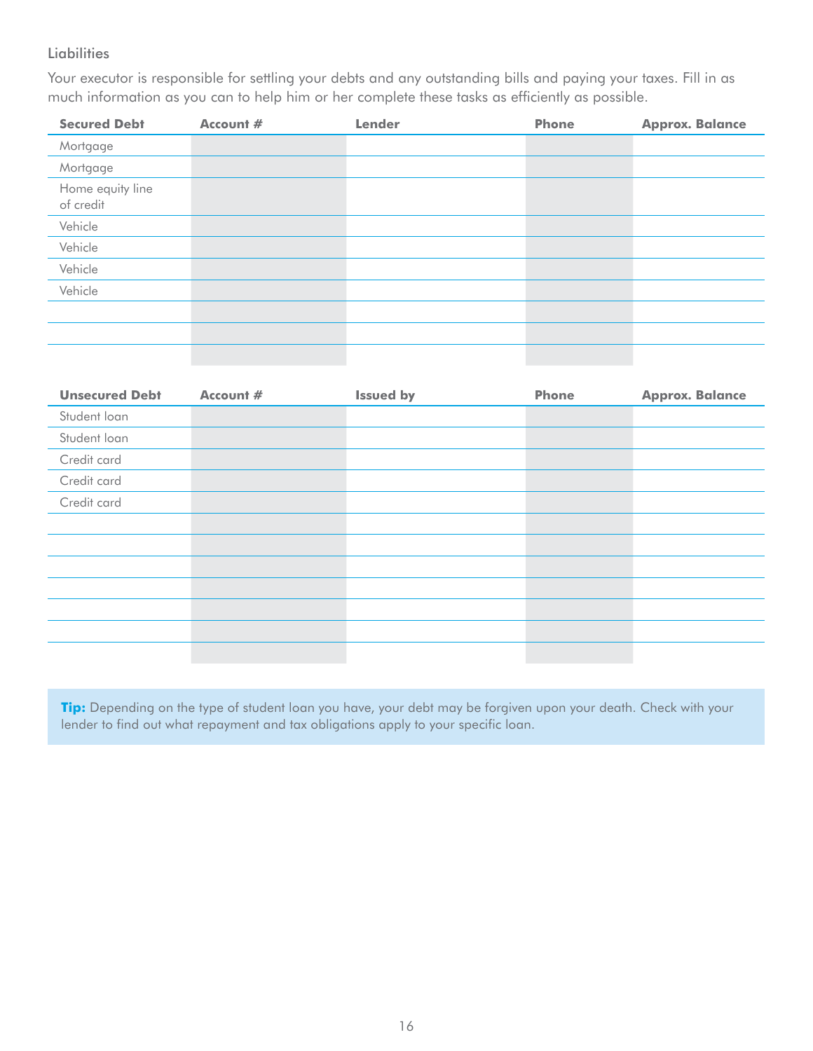## Liabilities

Your executor is responsible for settling your debts and any outstanding bills and paying your taxes. Fill in as much information as you can to help him or her complete these tasks as efficiently as possible.

| Secured Debt | Account # | Lender | Phone | Approx. Balance |
|---|---|---|---|---|
| Mortgage | | | | |
| Mortgage | | | | |
| Home equity line of credit | | | | |
| Vehicle | | | | |
| Vehicle | | | | |
| Vehicle | | | | |
| Vehicle | | | | |
| | | | | |
| | | | | |
| | | | | |

| Unsecured Debt | Account # | Issued by | Phone | Approx. Balance |
|---|---|---|---|---|
| Student loan | | | | |
| Student loan | | | | |
| Credit card | | | | |
| Credit card | | | | |
| Credit card | | | | |
| | | | | |
| | | | | |
| | | | | |
| | | | | |
| | | | | |
| | | | | |
| | | | | |

**Tip:** Depending on the type of student loan you have, your debt may be forgiven upon your death. Check with your lender to find out what repayment and tax obligations apply to your specific loan.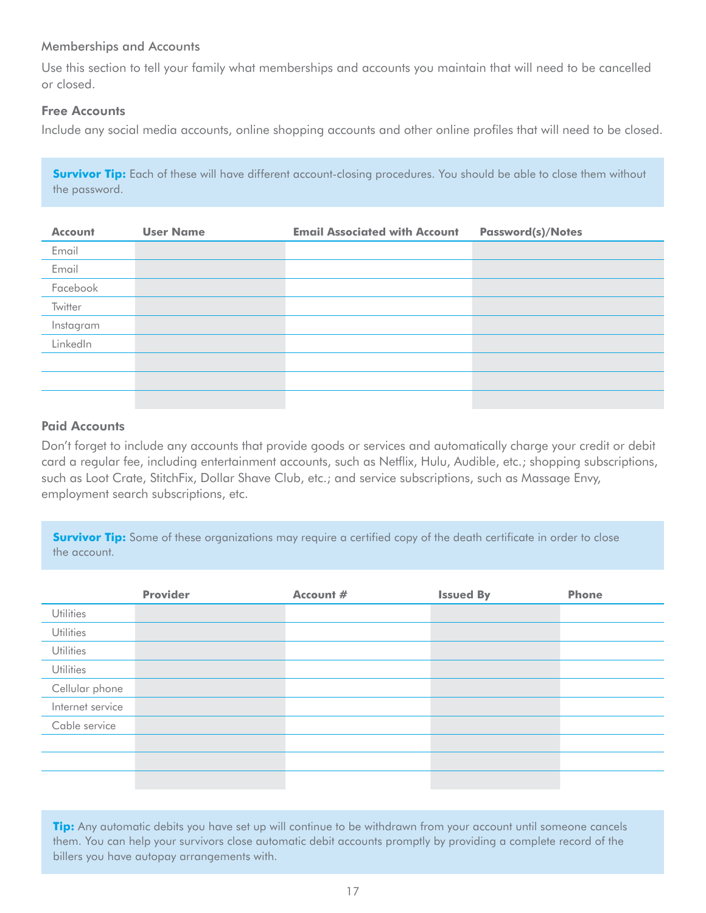Memberships and Accounts

Use this section to tell your family what memberships and accounts you maintain that will need to be cancelled or closed.

### Free Accounts

Include any social media accounts, online shopping accounts and other online profiles that will need to be closed.

> **Survivor Tip:** Each of these will have different account-closing procedures. You should be able to close them without the password.

| Account | User Name | Email Associated with Account | Password(s)/Notes |
| --- | --- | --- | --- |
| Email | | | |
| Email | | | |
| Facebook | | | |
| Twitter | | | |
| Instagram | | | |
| LinkedIn | | | |
| | | | |
| | | | |
| | | | |

### Paid Accounts

Don't forget to include any accounts that provide goods or services and automatically charge your credit or debit card a regular fee, including entertainment accounts, such as Netflix, Hulu, Audible, etc.; shopping subscriptions, such as Loot Crate, StitchFix, Dollar Shave Club, etc.; and service subscriptions, such as Massage Envy, employment search subscriptions, etc.

> **Survivor Tip:** Some of these organizations may require a certified copy of the death certificate in order to close the account.

| | Provider | Account # | Issued By | Phone |
| --- | --- | --- | --- | --- |
| Utilities | | | | |
| Utilities | | | | |
| Utilities | | | | |
| Utilities | | | | |
| Cellular phone | | | | |
| Internet service | | | | |
| Cable service | | | | |
| | | | | |
| | | | | |
| | | | | |

> **Tip:** Any automatic debits you have set up will continue to be withdrawn from your account until someone cancels them. You can help your survivors close automatic debit accounts promptly by providing a complete record of the billers you have autopay arrangements with.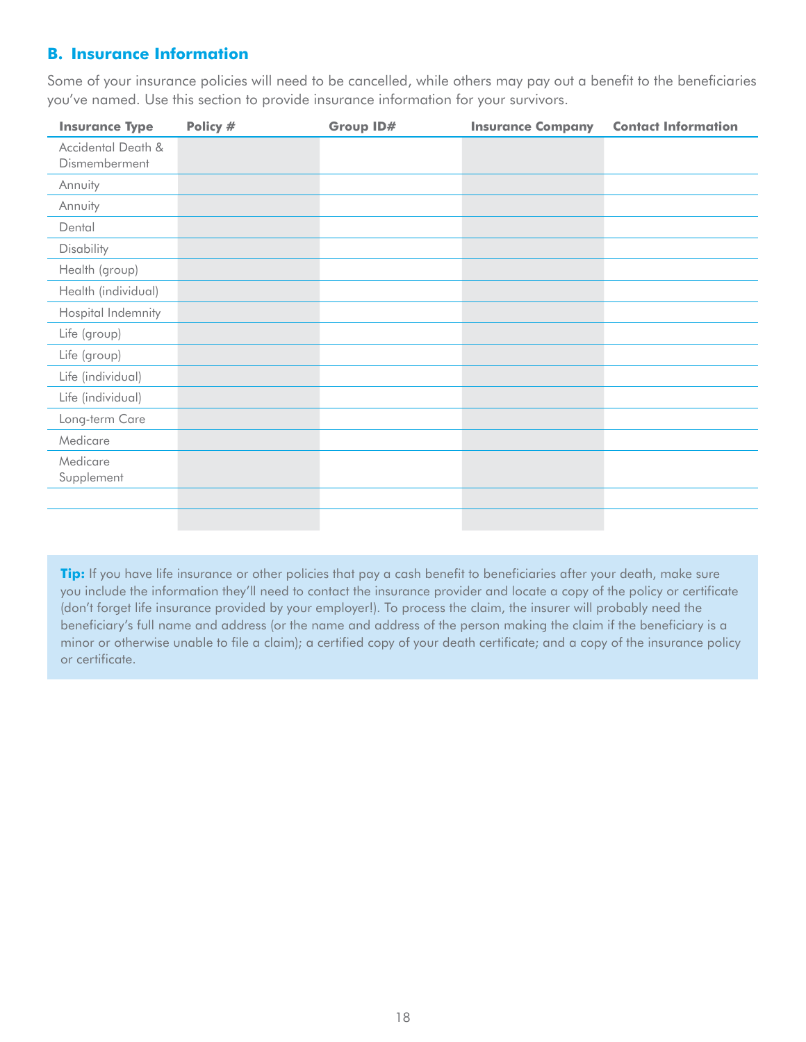## B. Insurance Information

Some of your insurance policies will need to be cancelled, while others may pay out a benefit to the beneficiaries you've named. Use this section to provide insurance information for your survivors.

| Insurance Type | Policy # | Group ID# | Insurance Company | Contact Information |
|---|---|---|---|---|
| Accidental Death & Dismemberment | | | | |
| Annuity | | | | |
| Annuity | | | | |
| Dental | | | | |
| Disability | | | | |
| Health (group) | | | | |
| Health (individual) | | | | |
| Hospital Indemnity | | | | |
| Life (group) | | | | |
| Life (group) | | | | |
| Life (individual) | | | | |
| Life (individual) | | | | |
| Long-term Care | | | | |
| Medicare | | | | |
| Medicare Supplement | | | | |
| | | | | |
| | | | | |

**Tip:** If you have life insurance or other policies that pay a cash benefit to beneficiaries after your death, make sure you include the information they'll need to contact the insurance provider and locate a copy of the policy or certificate (don't forget life insurance provided by your employer!). To process the claim, the insurer will probably need the beneficiary's full name and address (or the name and address of the person making the claim if the beneficiary is a minor or otherwise unable to file a claim); a certified copy of your death certificate; and a copy of the insurance policy or certificate.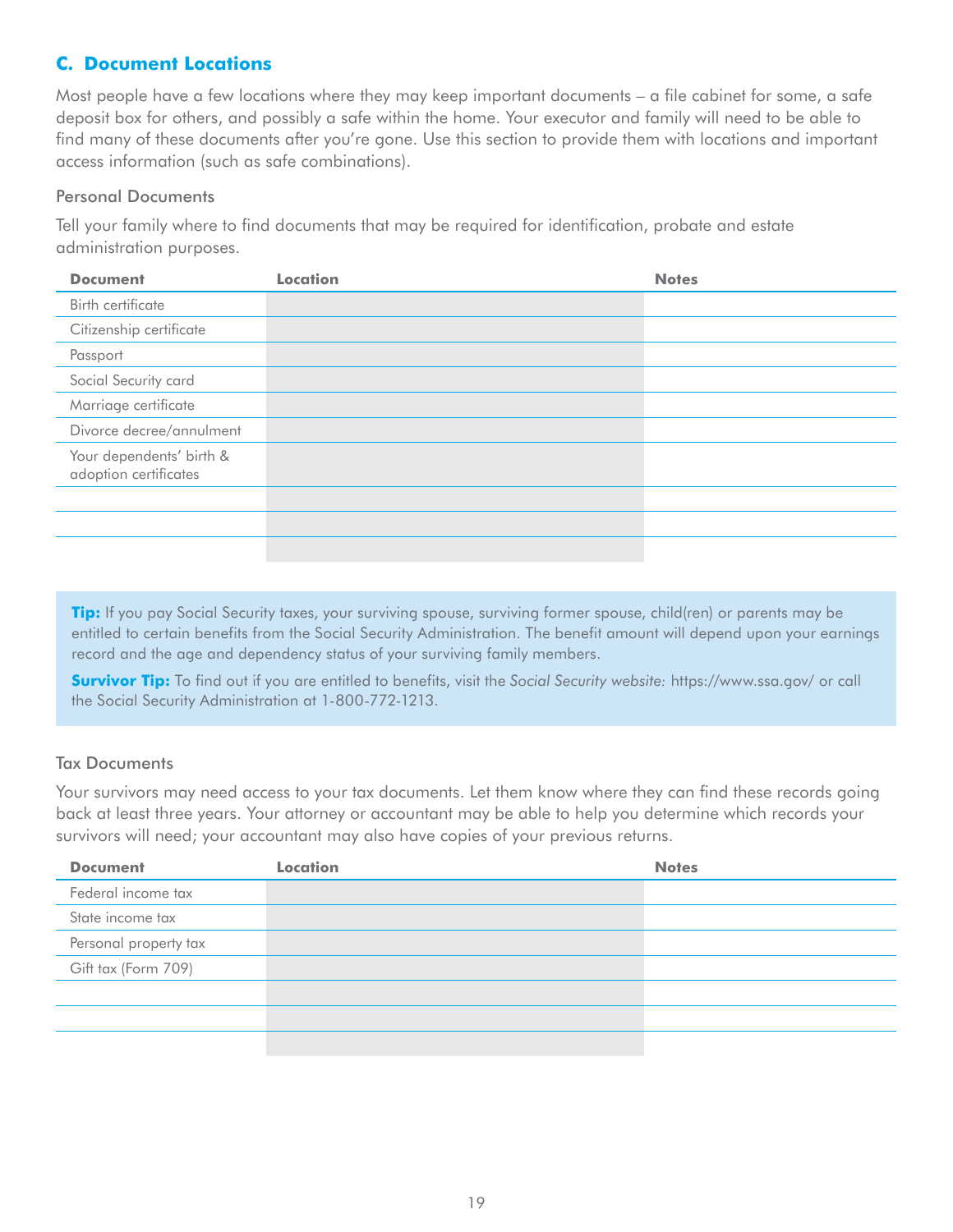## C. Document Locations

Most people have a few locations where they may keep important documents – a file cabinet for some, a safe deposit box for others, and possibly a safe within the home. Your executor and family will need to be able to find many of these documents after you're gone. Use this section to provide them with locations and important access information (such as safe combinations).

### Personal Documents

Tell your family where to find documents that may be required for identification, probate and estate administration purposes.

| Document | Location | Notes |
|---|---|---|
| Birth certificate | | |
| Citizenship certificate | | |
| Passport | | |
| Social Security card | | |
| Marriage certificate | | |
| Divorce decree/annulment | | |
| Your dependents' birth & adoption certificates | | |
| | | |
| | | |
| | | |

**Tip:** If you pay Social Security taxes, your surviving spouse, surviving former spouse, child(ren) or parents may be entitled to certain benefits from the Social Security Administration. The benefit amount will depend upon your earnings record and the age and dependency status of your surviving family members.

**Survivor Tip:** To find out if you are entitled to benefits, visit the *Social Security website:* https://www.ssa.gov/ or call the Social Security Administration at 1-800-772-1213.

### Tax Documents

Your survivors may need access to your tax documents. Let them know where they can find these records going back at least three years. Your attorney or accountant may be able to help you determine which records your survivors will need; your accountant may also have copies of your previous returns.

| Document | Location | Notes |
|---|---|---|
| Federal income tax | | |
| State income tax | | |
| Personal property tax | | |
| Gift tax (Form 709) | | |
| | | |
| | | |
| | | |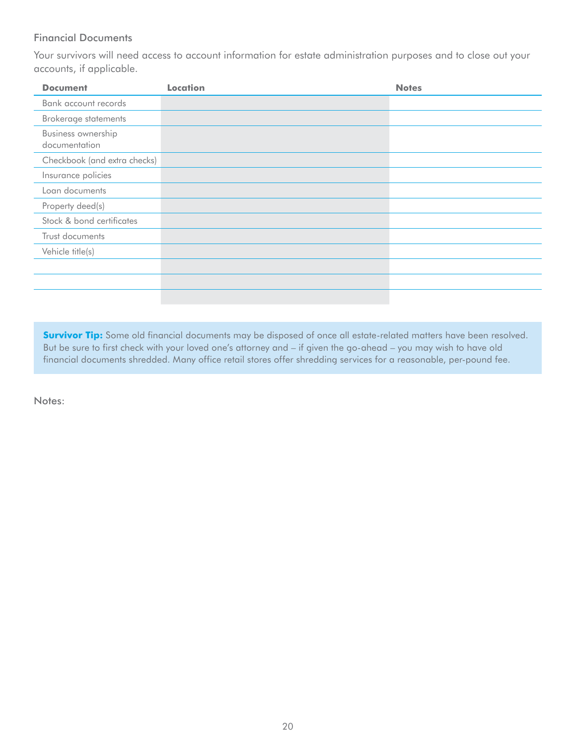## Financial Documents

Your survivors will need access to account information for estate administration purposes and to close out your accounts, if applicable.

| Document | Location | Notes |
| --- | --- | --- |
| Bank account records | | |
| Brokerage statements | | |
| Business ownership documentation | | |
| Checkbook (and extra checks) | | |
| Insurance policies | | |
| Loan documents | | |
| Property deed(s) | | |
| Stock & bond certificates | | |
| Trust documents | | |
| Vehicle title(s) | | |
| | | |
| | | |
| | | |

**Survivor Tip:** Some old financial documents may be disposed of once all estate-related matters have been resolved. But be sure to first check with your loved one's attorney and – if given the go-ahead – you may wish to have old financial documents shredded. Many office retail stores offer shredding services for a reasonable, per-pound fee.

Notes: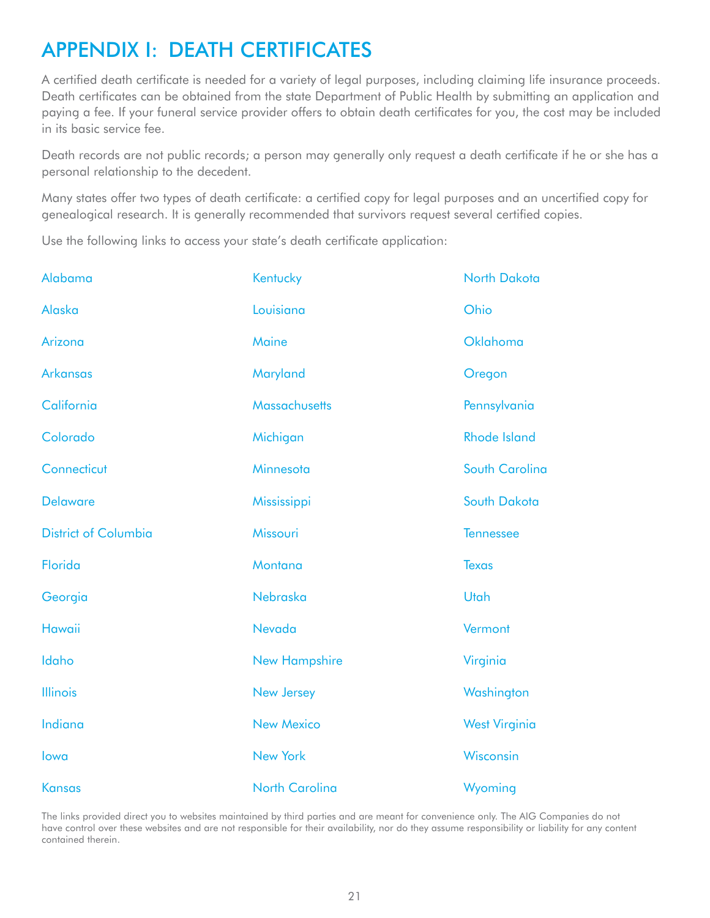# APPENDIX I: DEATH CERTIFICATES

A certified death certificate is needed for a variety of legal purposes, including claiming life insurance proceeds. Death certificates can be obtained from the state Department of Public Health by submitting an application and paying a fee. If your funeral service provider offers to obtain death certificates for you, the cost may be included in its basic service fee.

Death records are not public records; a person may generally only request a death certificate if he or she has a personal relationship to the decedent.

Many states offer two types of death certificate: a certified copy for legal purposes and an uncertified copy for genealogical research. It is generally recommended that survivors request several certified copies.

Use the following links to access your state's death certificate application:

- Alabama
- Alaska
- Arizona
- Arkansas
- California
- Colorado
- Connecticut
- Delaware
- District of Columbia
- Florida
- Georgia
- Hawaii
- Idaho
- Illinois
- Indiana
- Iowa
- Kansas
- Kentucky
- Louisiana
- Maine
- Maryland
- Massachusetts
- Michigan
- Minnesota
- Mississippi
- Missouri
- Montana
- Nebraska
- Nevada
- New Hampshire
- New Jersey
- New Mexico
- New York
- North Carolina
- North Dakota
- Ohio
- Oklahoma
- Oregon
- Pennsylvania
- Rhode Island
- South Carolina
- South Dakota
- Tennessee
- Texas
- Utah
- Vermont
- Virginia
- Washington
- West Virginia
- Wisconsin
- Wyoming

The links provided direct you to websites maintained by third parties and are meant for convenience only. The AIG Companies do not have control over these websites and are not responsible for their availability, nor do they assume responsibility or liability for any content contained therein.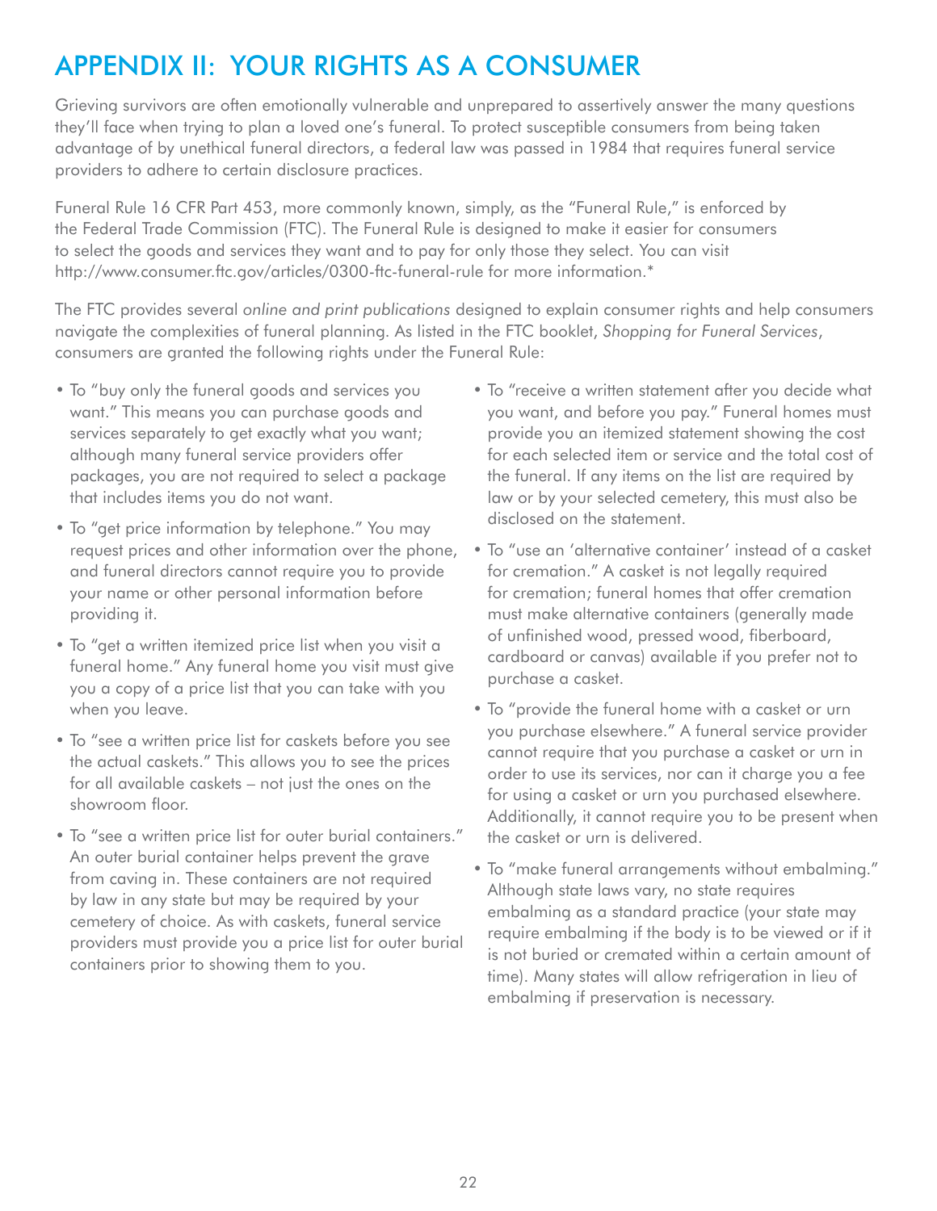# APPENDIX II: YOUR RIGHTS AS A CONSUMER

Grieving survivors are often emotionally vulnerable and unprepared to assertively answer the many questions they'll face when trying to plan a loved one's funeral. To protect susceptible consumers from being taken advantage of by unethical funeral directors, a federal law was passed in 1984 that requires funeral service providers to adhere to certain disclosure practices.

Funeral Rule 16 CFR Part 453, more commonly known, simply, as the "Funeral Rule," is enforced by the Federal Trade Commission (FTC). The Funeral Rule is designed to make it easier for consumers to select the goods and services they want and to pay for only those they select. You can visit http://www.consumer.ftc.gov/articles/0300-ftc-funeral-rule for more information.*

The FTC provides several *online and print publications* designed to explain consumer rights and help consumers navigate the complexities of funeral planning. As listed in the FTC booklet, *Shopping for Funeral Services*, consumers are granted the following rights under the Funeral Rule:

- To "buy only the funeral goods and services you want." This means you can purchase goods and services separately to get exactly what you want; although many funeral service providers offer packages, you are not required to select a package that includes items you do not want.
- To "get price information by telephone." You may request prices and other information over the phone, and funeral directors cannot require you to provide your name or other personal information before providing it.
- To "get a written itemized price list when you visit a funeral home." Any funeral home you visit must give you a copy of a price list that you can take with you when you leave.
- To "see a written price list for caskets before you see the actual caskets." This allows you to see the prices for all available caskets – not just the ones on the showroom floor.
- To "see a written price list for outer burial containers." An outer burial container helps prevent the grave from caving in. These containers are not required by law in any state but may be required by your cemetery of choice. As with caskets, funeral service providers must provide you a price list for outer burial containers prior to showing them to you.
- To "receive a written statement after you decide what you want, and before you pay." Funeral homes must provide you an itemized statement showing the cost for each selected item or service and the total cost of the funeral. If any items on the list are required by law or by your selected cemetery, this must also be disclosed on the statement.
- To "use an 'alternative container' instead of a casket for cremation." A casket is not legally required for cremation; funeral homes that offer cremation must make alternative containers (generally made of unfinished wood, pressed wood, fiberboard, cardboard or canvas) available if you prefer not to purchase a casket.
- To "provide the funeral home with a casket or urn you purchase elsewhere." A funeral service provider cannot require that you purchase a casket or urn in order to use its services, nor can it charge you a fee for using a casket or urn you purchased elsewhere. Additionally, it cannot require you to be present when the casket or urn is delivered.
- To "make funeral arrangements without embalming." Although state laws vary, no state requires embalming as a standard practice (your state may require embalming if the body is to be viewed or if it is not buried or cremated within a certain amount of time). Many states will allow refrigeration in lieu of embalming if preservation is necessary.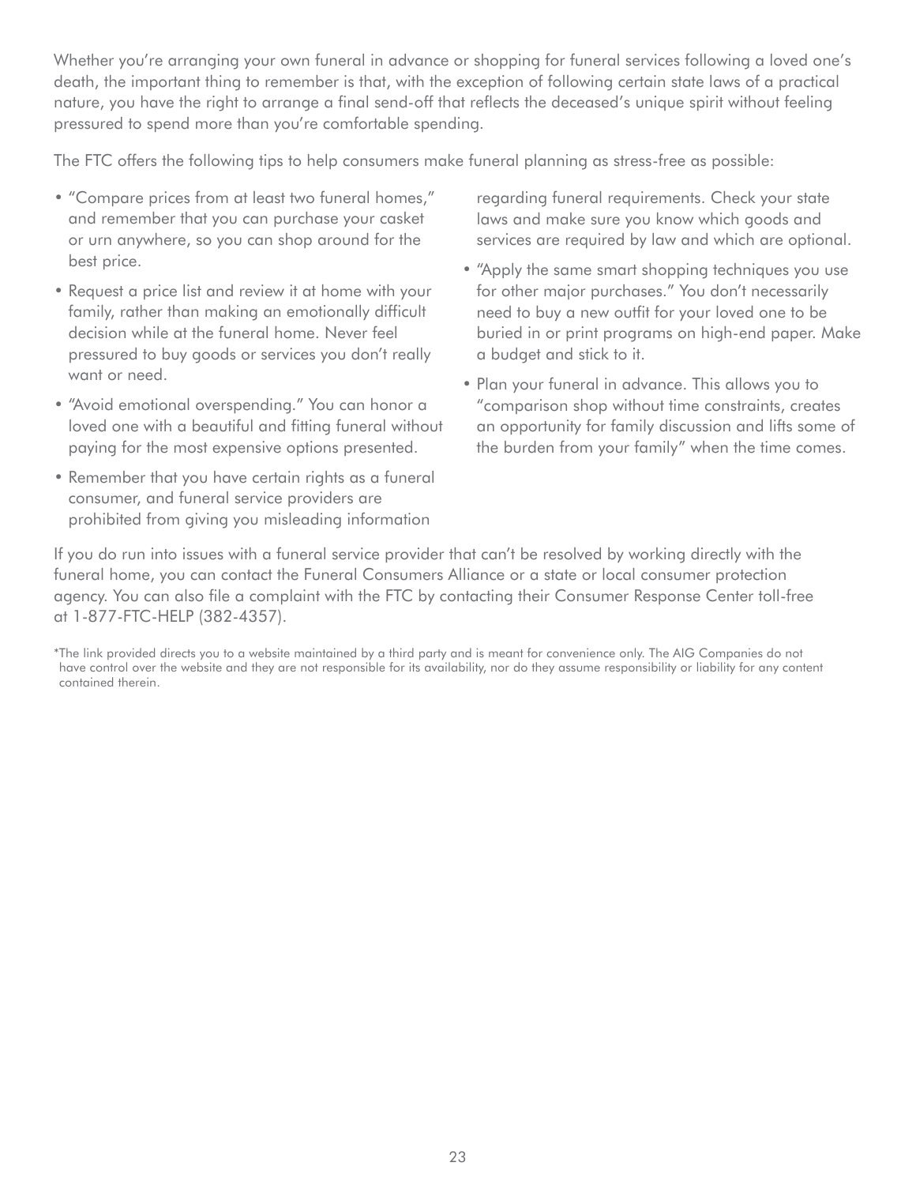Whether you're arranging your own funeral in advance or shopping for funeral services following a loved one's death, the important thing to remember is that, with the exception of following certain state laws of a practical nature, you have the right to arrange a final send-off that reflects the deceased's unique spirit without feeling pressured to spend more than you're comfortable spending.

The FTC offers the following tips to help consumers make funeral planning as stress-free as possible:

- "Compare prices from at least two funeral homes," and remember that you can purchase your casket or urn anywhere, so you can shop around for the best price.
- Request a price list and review it at home with your family, rather than making an emotionally difficult decision while at the funeral home. Never feel pressured to buy goods or services you don't really want or need.
- "Avoid emotional overspending." You can honor a loved one with a beautiful and fitting funeral without paying for the most expensive options presented.
- Remember that you have certain rights as a funeral consumer, and funeral service providers are prohibited from giving you misleading information regarding funeral requirements. Check your state laws and make sure you know which goods and services are required by law and which are optional.
- "Apply the same smart shopping techniques you use for other major purchases." You don't necessarily need to buy a new outfit for your loved one to be buried in or print programs on high-end paper. Make a budget and stick to it.
- Plan your funeral in advance. This allows you to "comparison shop without time constraints, creates an opportunity for family discussion and lifts some of the burden from your family" when the time comes.

If you do run into issues with a funeral service provider that can't be resolved by working directly with the funeral home, you can contact the Funeral Consumers Alliance or a state or local consumer protection agency. You can also file a complaint with the FTC by contacting their Consumer Response Center toll-free at 1-877-FTC-HELP (382-4357).

*The link provided directs you to a website maintained by a third party and is meant for convenience only. The AIG Companies do not have control over the website and they are not responsible for its availability, nor do they assume responsibility or liability for any content contained therein.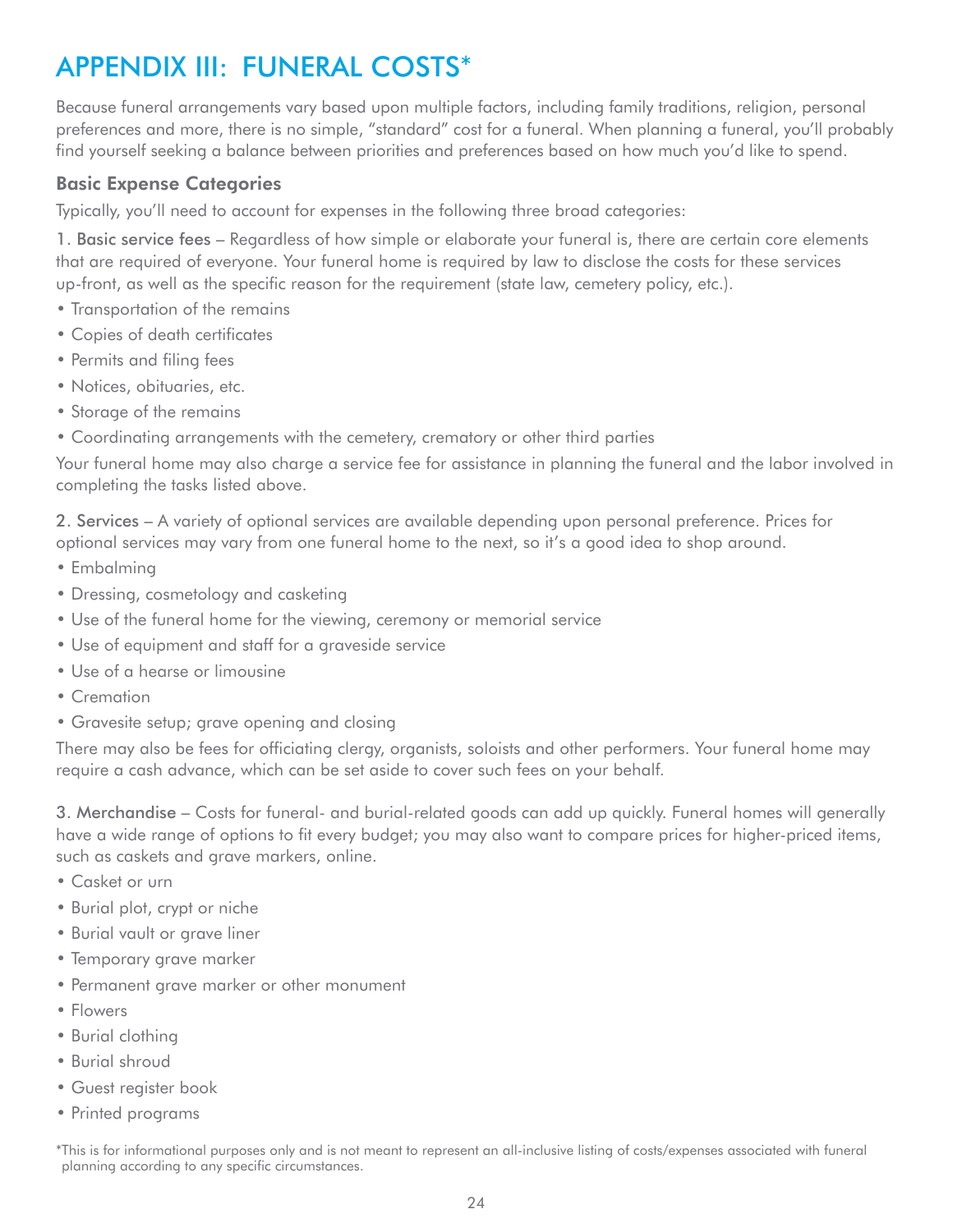# APPENDIX III: FUNERAL COSTS*

Because funeral arrangements vary based upon multiple factors, including family traditions, religion, personal preferences and more, there is no simple, "standard" cost for a funeral. When planning a funeral, you'll probably find yourself seeking a balance between priorities and preferences based on how much you'd like to spend.

## Basic Expense Categories

Typically, you'll need to account for expenses in the following three broad categories:

1. Basic service fees – Regardless of how simple or elaborate your funeral is, there are certain core elements that are required of everyone. Your funeral home is required by law to disclose the costs for these services up-front, as well as the specific reason for the requirement (state law, cemetery policy, etc.).

- Transportation of the remains
- Copies of death certificates
- Permits and filing fees
- Notices, obituaries, etc.
- Storage of the remains
- Coordinating arrangements with the cemetery, crematory or other third parties

Your funeral home may also charge a service fee for assistance in planning the funeral and the labor involved in completing the tasks listed above.

2. Services – A variety of optional services are available depending upon personal preference. Prices for optional services may vary from one funeral home to the next, so it's a good idea to shop around.

- Embalming
- Dressing, cosmetology and casketing
- Use of the funeral home for the viewing, ceremony or memorial service
- Use of equipment and staff for a graveside service
- Use of a hearse or limousine
- Cremation
- Gravesite setup; grave opening and closing

There may also be fees for officiating clergy, organists, soloists and other performers. Your funeral home may require a cash advance, which can be set aside to cover such fees on your behalf.

3. Merchandise – Costs for funeral- and burial-related goods can add up quickly. Funeral homes will generally have a wide range of options to fit every budget; you may also want to compare prices for higher-priced items, such as caskets and grave markers, online.

- Casket or urn
- Burial plot, crypt or niche
- Burial vault or grave liner
- Temporary grave marker
- Permanent grave marker or other monument
- Flowers
- Burial clothing
- Burial shroud
- Guest register book
- Printed programs

*This is for informational purposes only and is not meant to represent an all-inclusive listing of costs/expenses associated with funeral planning according to any specific circumstances.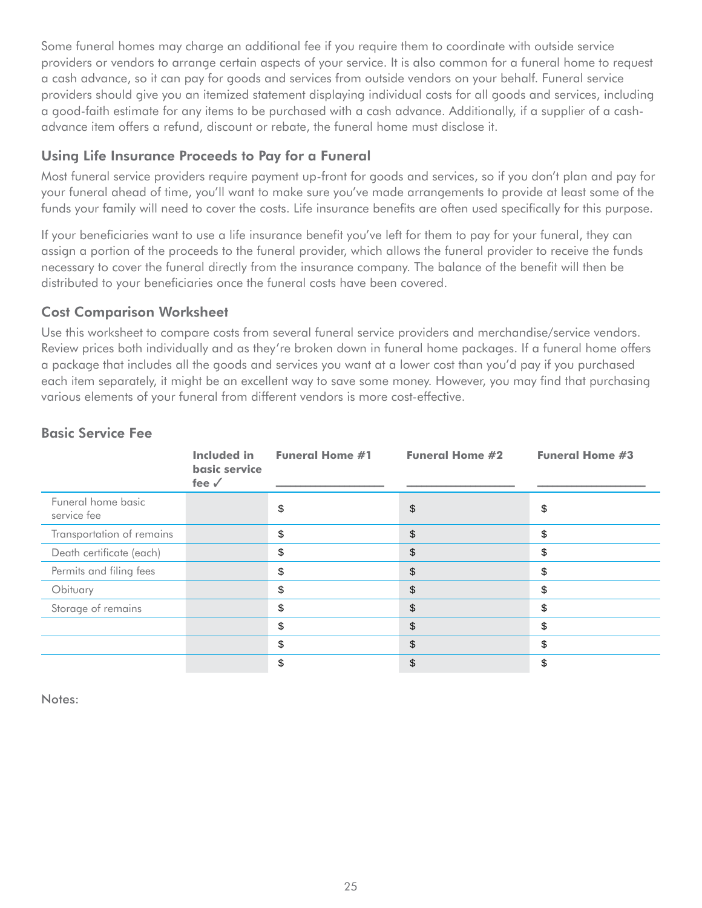Some funeral homes may charge an additional fee if you require them to coordinate with outside service providers or vendors to arrange certain aspects of your service. It is also common for a funeral home to request a cash advance, so it can pay for goods and services from outside vendors on your behalf. Funeral service providers should give you an itemized statement displaying individual costs for all goods and services, including a good-faith estimate for any items to be purchased with a cash advance. Additionally, if a supplier of a cash-advance item offers a refund, discount or rebate, the funeral home must disclose it.

## Using Life Insurance Proceeds to Pay for a Funeral

Most funeral service providers require payment up-front for goods and services, so if you don't plan and pay for your funeral ahead of time, you'll want to make sure you've made arrangements to provide at least some of the funds your family will need to cover the costs. Life insurance benefits are often used specifically for this purpose.

If your beneficiaries want to use a life insurance benefit you've left for them to pay for your funeral, they can assign a portion of the proceeds to the funeral provider, which allows the funeral provider to receive the funds necessary to cover the funeral directly from the insurance company. The balance of the benefit will then be distributed to your beneficiaries once the funeral costs have been covered.

## Cost Comparison Worksheet

Use this worksheet to compare costs from several funeral service providers and merchandise/service vendors. Review prices both individually and as they're broken down in funeral home packages. If a funeral home offers a package that includes all the goods and services you want at a lower cost than you'd pay if you purchased each item separately, it might be an excellent way to save some money. However, you may find that purchasing various elements of your funeral from different vendors is more cost-effective.

### Basic Service Fee

| | Included in basic service fee ✓ | Funeral Home #1 ________________ | Funeral Home #2 ________________ | Funeral Home #3 ________________ |
|---|---|---|---|---|
| Funeral home basic service fee | | $ | $ | $ |
| Transportation of remains | | $ | $ | $ |
| Death certificate (each) | | $ | $ | $ |
| Permits and filing fees | | $ | $ | $ |
| Obituary | | $ | $ | $ |
| Storage of remains | | $ | $ | $ |
| | | $ | $ | $ |
| | | $ | $ | $ |
| | | $ | $ | $ |

Notes: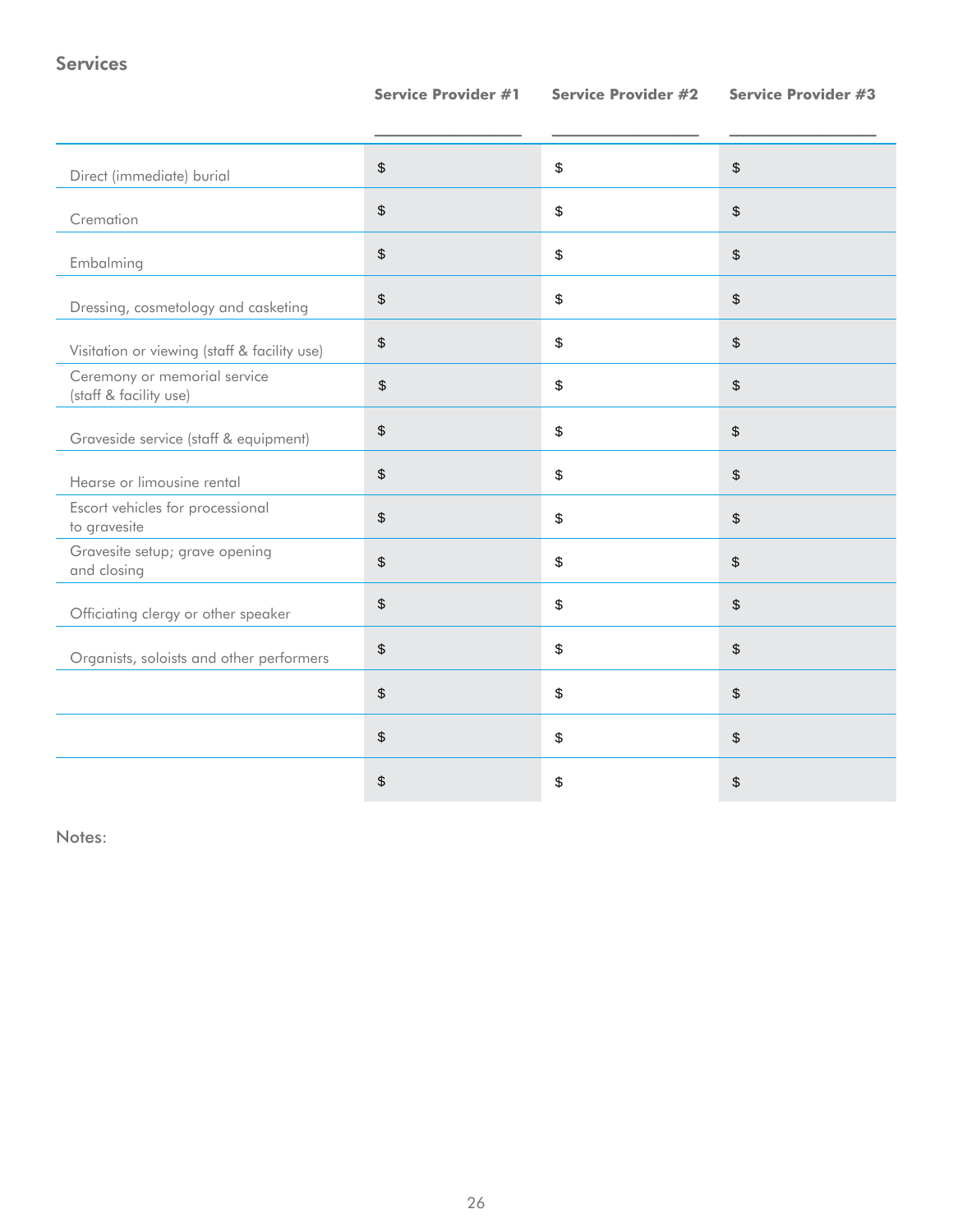## Services

| | Service Provider #1 <br> ________________ | Service Provider #2 <br> ________________ | Service Provider #3 <br> ________________ |
|---|---|---|---|
| Direct (immediate) burial | $ | $ | $ |
| Cremation | $ | $ | $ |
| Embalming | $ | $ | $ |
| Dressing, cosmetology and casketing | $ | $ | $ |
| Visitation or viewing (staff & facility use) | $ | $ | $ |
| Ceremony or memorial service (staff & facility use) | $ | $ | $ |
| Graveside service (staff & equipment) | $ | $ | $ |
| Hearse or limousine rental | $ | $ | $ |
| Escort vehicles for processional to gravesite | $ | $ | $ |
| Gravesite setup; grave opening and closing | $ | $ | $ |
| Officiating clergy or other speaker | $ | $ | $ |
| Organists, soloists and other performers | $ | $ | $ |
| | $ | $ | $ |
| | $ | $ | $ |
| | $ | $ | $ |

Notes: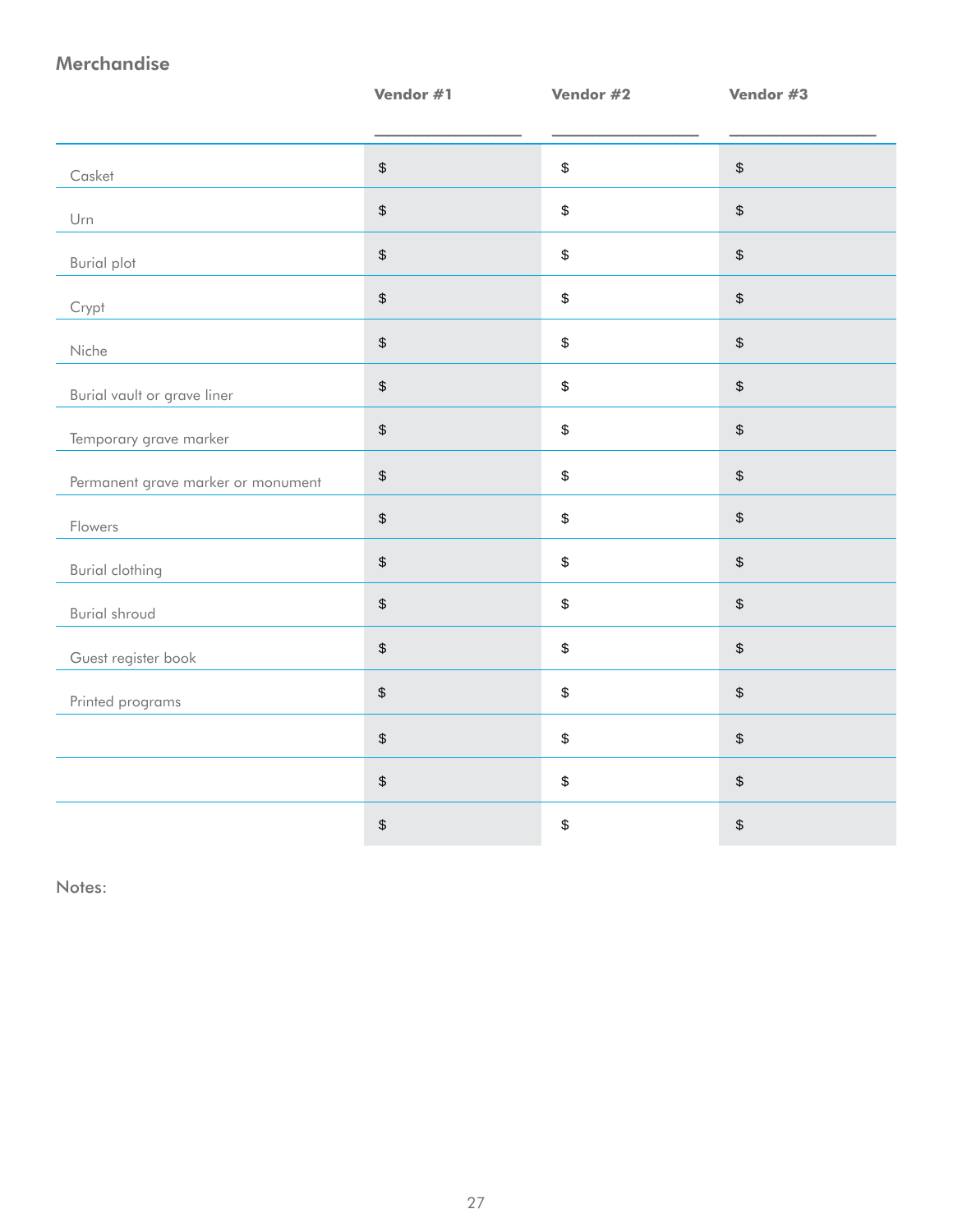## Merchandise

| | Vendor #1 | Vendor #2 | Vendor #3 |
|---|---|---|---|
| | ________________ | ________________ | ________________ |
| Casket | $ | $ | $ |
| Urn | $ | $ | $ |
| Burial plot | $ | $ | $ |
| Crypt | $ | $ | $ |
| Niche | $ | $ | $ |
| Burial vault or grave liner | $ | $ | $ |
| Temporary grave marker | $ | $ | $ |
| Permanent grave marker or monument | $ | $ | $ |
| Flowers | $ | $ | $ |
| Burial clothing | $ | $ | $ |
| Burial shroud | $ | $ | $ |
| Guest register book | $ | $ | $ |
| Printed programs | $ | $ | $ |
| | $ | $ | $ |
| | $ | $ | $ |
| | $ | $ | $ |

Notes: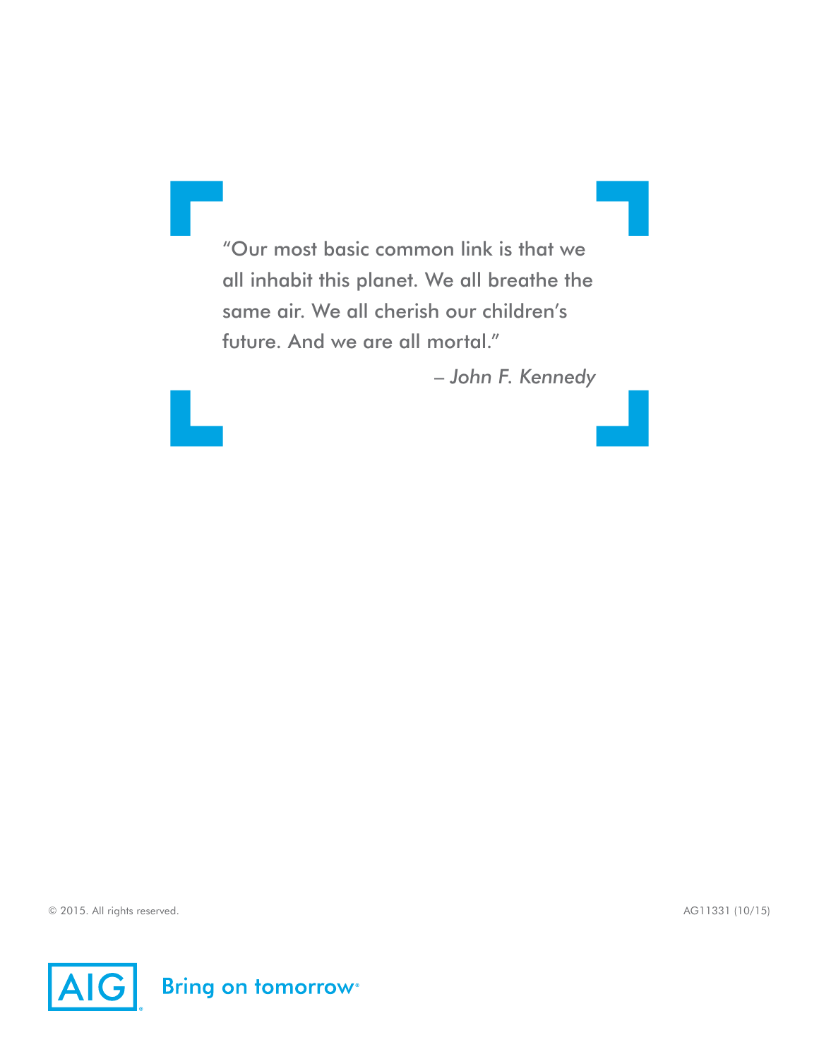"Our most basic common link is that we all inhabit this planet. We all breathe the same air. We all cherish our children's future. And we are all mortal."

*– John F. Kennedy*

© 2015. All rights reserved.

AG11331 (10/15)

AIG Bring on tomorrow®